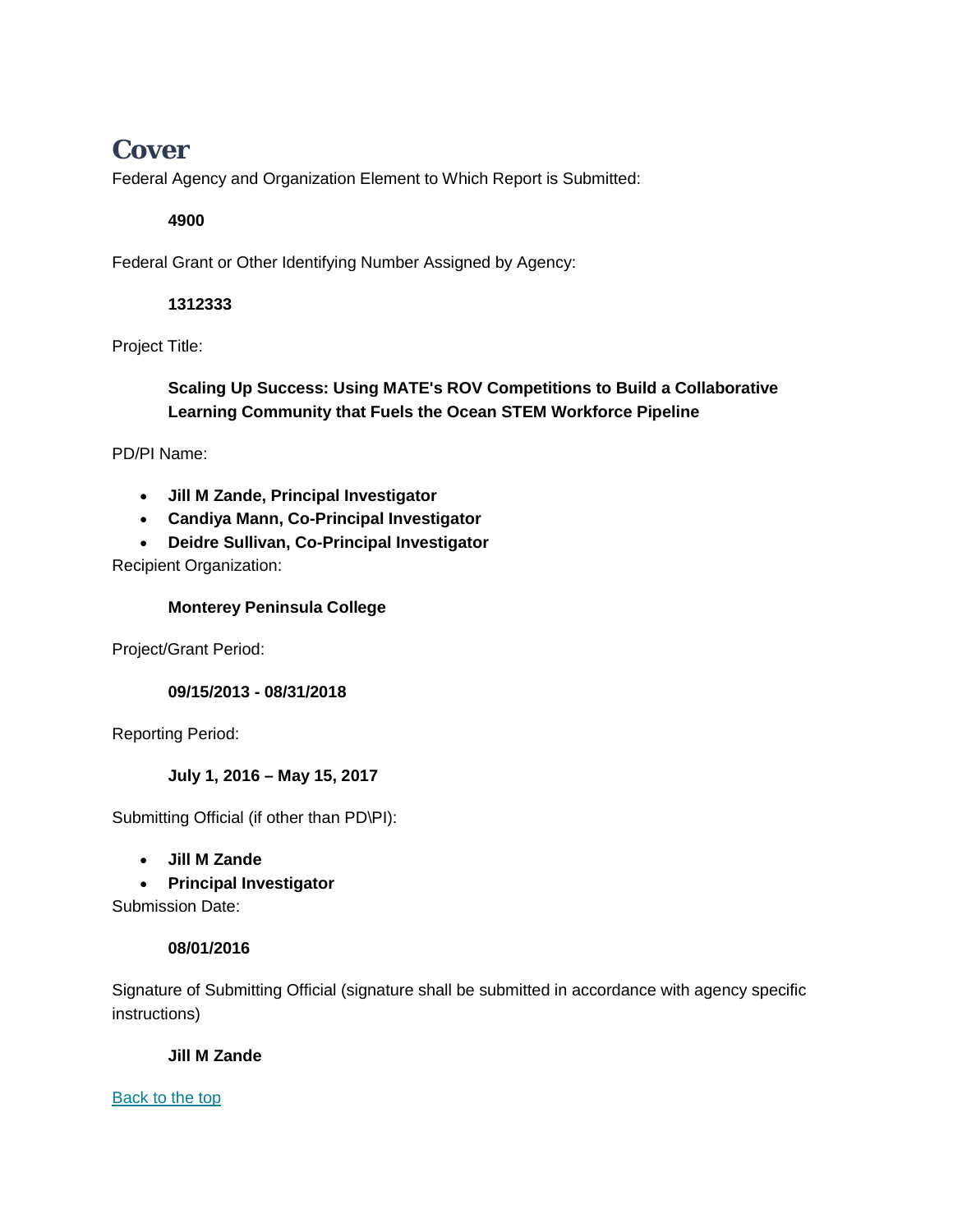# Cover

Federal Agency and Organization Element to Which Report is Submitted:

**4900**

Federal Grant or Other Identifying Number Assigned by Agency:

**1312333**

Project Title:

**Scaling Up Success: Using MATE's ROV Competitions to Build a Collaborative Learning Community that Fuels the Ocean STEM Workforce Pipeline**

PD/PI Name:

- **Jill M Zande, Principal Investigator**
- **Candiya Mann, Co-Principal Investigator**
- **Deidre Sullivan, Co-Principal Investigator**

Recipient Organization:

**Monterey Peninsula College**

Project/Grant Period:

**09/15/2013 - 08/31/2018**

Reporting Period:

**July 1, 2016 – May 15, 2017**

Submitting Official (if other than PD\PI):

- **Jill M Zande**
- **Principal Investigator**

Submission Date:

**08/01/2016**

Signature of Submitting Official (signature shall be submitted in accordance with agency specific instructions)

**Jill M Zande**

Back to the top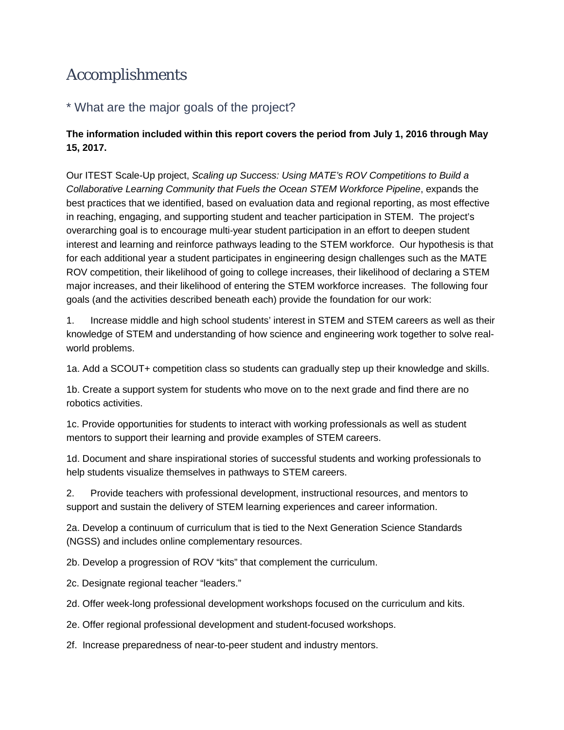# Accomplishments

## * What are the major goals of the project?

**The information included within this report covers the period from July 1, 2016 through May 15, 2017.**

Our ITEST Scale-Up project, *Scaling up Success: Using MATE's ROV Competitions to Build a Collaborative Learning Community that Fuels the Ocean STEM Workforce Pipeline*, expands the best practices that we identified, based on evaluation data and regional reporting, as most effective in reaching, engaging, and supporting student and teacher participation in STEM. The project's overarching goal is to encourage multi-year student participation in an effort to deepen student interest and learning and reinforce pathways leading to the STEM workforce. Our hypothesis is that for each additional year a student participates in engineering design challenges such as the MATE ROV competition, their likelihood of going to college increases, their likelihood of declaring a STEM major increases, and their likelihood of entering the STEM workforce increases. The following four goals (and the activities described beneath each) provide the foundation for our work:

1. Increase middle and high school students' interest in STEM and STEM careers as well as their knowledge of STEM and understanding of how science and engineering work together to solve real-world problems.

1a. Add a SCOUT+ competition class so students can gradually step up their knowledge and skills.

1b. Create a support system for students who move on to the next grade and find there are no robotics activities.

1c. Provide opportunities for students to interact with working professionals as well as student mentors to support their learning and provide examples of STEM careers.

1d. Document and share inspirational stories of successful students and working professionals to help students visualize themselves in pathways to STEM careers.

2. Provide teachers with professional development, instructional resources, and mentors to support and sustain the delivery of STEM learning experiences and career information.

2a. Develop a continuum of curriculum that is tied to the Next Generation Science Standards (NGSS) and includes online complementary resources.

2b. Develop a progression of ROV "kits" that complement the curriculum.

2c. Designate regional teacher "leaders."

2d. Offer week-long professional development workshops focused on the curriculum and kits.

2e. Offer regional professional development and student-focused workshops.

2f. Increase preparedness of near-to-peer student and industry mentors.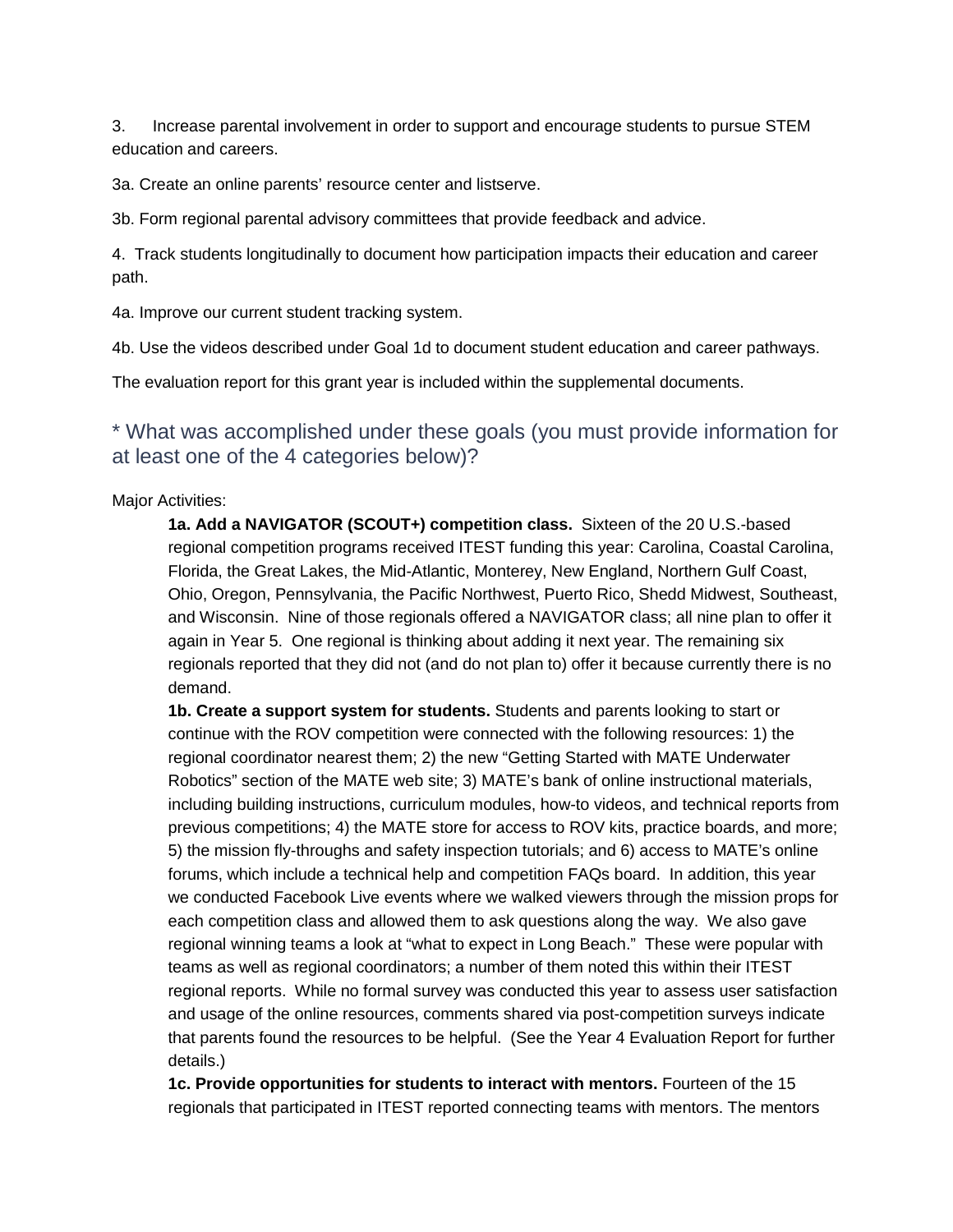3. Increase parental involvement in order to support and encourage students to pursue STEM education and careers.

3a. Create an online parents' resource center and listserve.

3b. Form regional parental advisory committees that provide feedback and advice.

4. Track students longitudinally to document how participation impacts their education and career path.

4a. Improve our current student tracking system.

4b. Use the videos described under Goal 1d to document student education and career pathways.

The evaluation report for this grant year is included within the supplemental documents.

## * What was accomplished under these goals (you must provide information for at least one of the 4 categories below)?

Major Activities:

**1a. Add a NAVIGATOR (SCOUT+) competition class.** Sixteen of the 20 U.S.-based regional competition programs received ITEST funding this year: Carolina, Coastal Carolina, Florida, the Great Lakes, the Mid-Atlantic, Monterey, New England, Northern Gulf Coast, Ohio, Oregon, Pennsylvania, the Pacific Northwest, Puerto Rico, Shedd Midwest, Southeast, and Wisconsin. Nine of those regionals offered a NAVIGATOR class; all nine plan to offer it again in Year 5. One regional is thinking about adding it next year. The remaining six regionals reported that they did not (and do not plan to) offer it because currently there is no demand.

**1b. Create a support system for students.** Students and parents looking to start or continue with the ROV competition were connected with the following resources: 1) the regional coordinator nearest them; 2) the new "Getting Started with MATE Underwater Robotics" section of the MATE web site; 3) MATE's bank of online instructional materials, including building instructions, curriculum modules, how-to videos, and technical reports from previous competitions; 4) the MATE store for access to ROV kits, practice boards, and more; 5) the mission fly-throughs and safety inspection tutorials; and 6) access to MATE's online forums, which include a technical help and competition FAQs board. In addition, this year we conducted Facebook Live events where we walked viewers through the mission props for each competition class and allowed them to ask questions along the way. We also gave regional winning teams a look at "what to expect in Long Beach." These were popular with teams as well as regional coordinators; a number of them noted this within their ITEST regional reports. While no formal survey was conducted this year to assess user satisfaction and usage of the online resources, comments shared via post-competition surveys indicate that parents found the resources to be helpful. (See the Year 4 Evaluation Report for further details.)

**1c. Provide opportunities for students to interact with mentors.** Fourteen of the 15 regionals that participated in ITEST reported connecting teams with mentors. The mentors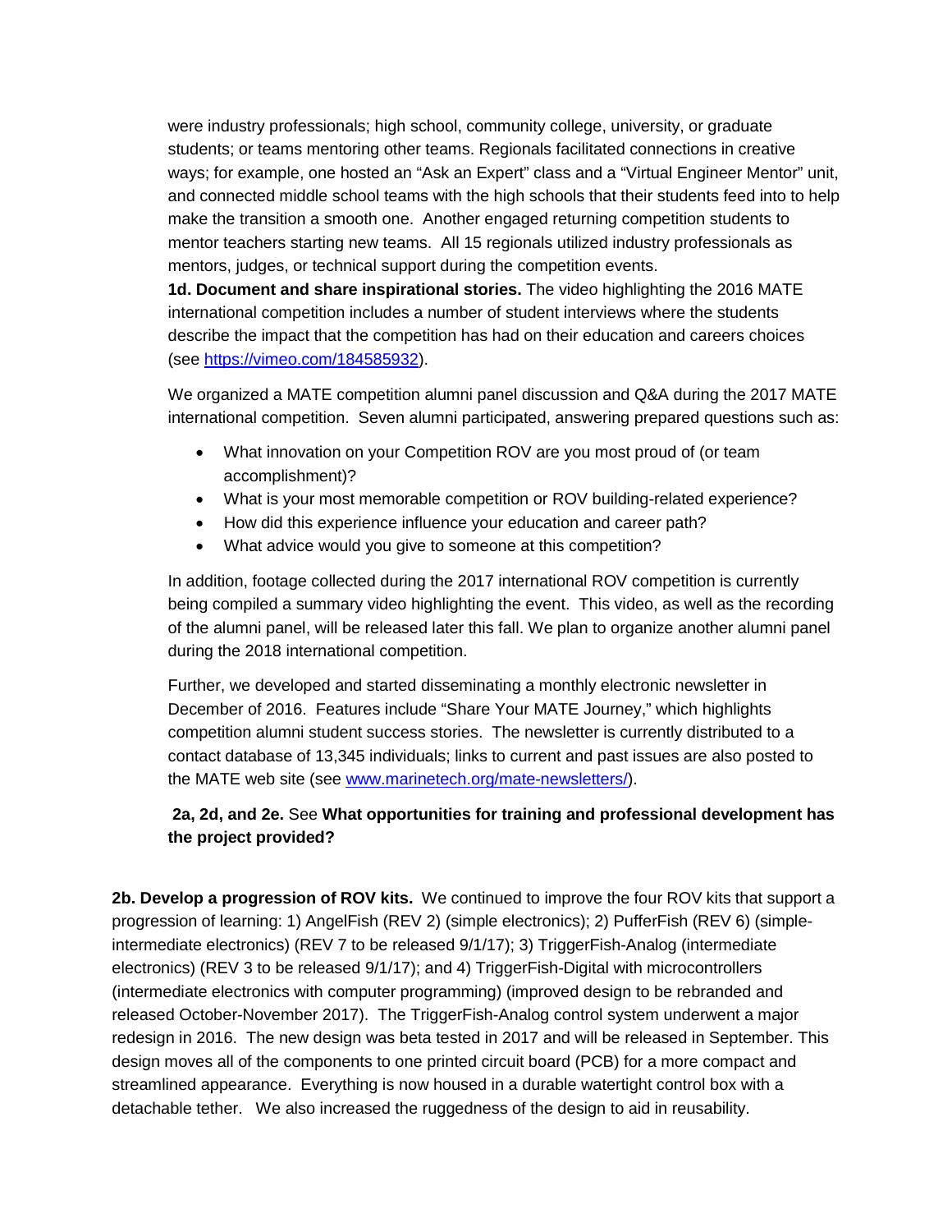were industry professionals; high school, community college, university, or graduate students; or teams mentoring other teams. Regionals facilitated connections in creative ways; for example, one hosted an "Ask an Expert" class and a "Virtual Engineer Mentor" unit, and connected middle school teams with the high schools that their students feed into to help make the transition a smooth one. Another engaged returning competition students to mentor teachers starting new teams. All 15 regionals utilized industry professionals as mentors, judges, or technical support during the competition events.

**1d. Document and share inspirational stories.** The video highlighting the 2016 MATE international competition includes a number of student interviews where the students describe the impact that the competition has had on their education and careers choices (see [https://vimeo.com/184585932](https://vimeo.com/184585932)).

We organized a MATE competition alumni panel discussion and Q&A during the 2017 MATE international competition. Seven alumni participated, answering prepared questions such as:

- What innovation on your Competition ROV are you most proud of (or team accomplishment)?
- What is your most memorable competition or ROV building-related experience?
- How did this experience influence your education and career path?
- What advice would you give to someone at this competition?

In addition, footage collected during the 2017 international ROV competition is currently being compiled a summary video highlighting the event. This video, as well as the recording of the alumni panel, will be released later this fall. We plan to organize another alumni panel during the 2018 international competition.

Further, we developed and started disseminating a monthly electronic newsletter in December of 2016. Features include "Share Your MATE Journey," which highlights competition alumni student success stories. The newsletter is currently distributed to a contact database of 13,345 individuals; links to current and past issues are also posted to the MATE web site (see [www.marinetech.org/mate-newsletters/](www.marinetech.org/mate-newsletters/)).

**2a, 2d, and 2e.** See **What opportunities for training and professional development has the project provided?**

**2b. Develop a progression of ROV kits.** We continued to improve the four ROV kits that support a progression of learning: 1) AngelFish (REV 2) (simple electronics); 2) PufferFish (REV 6) (simple-intermediate electronics) (REV 7 to be released 9/1/17); 3) TriggerFish-Analog (intermediate electronics) (REV 3 to be released 9/1/17); and 4) TriggerFish-Digital with microcontrollers (intermediate electronics with computer programming) (improved design to be rebranded and released October-November 2017). The TriggerFish-Analog control system underwent a major redesign in 2016. The new design was beta tested in 2017 and will be released in September. This design moves all of the components to one printed circuit board (PCB) for a more compact and streamlined appearance. Everything is now housed in a durable watertight control box with a detachable tether. We also increased the ruggedness of the design to aid in reusability.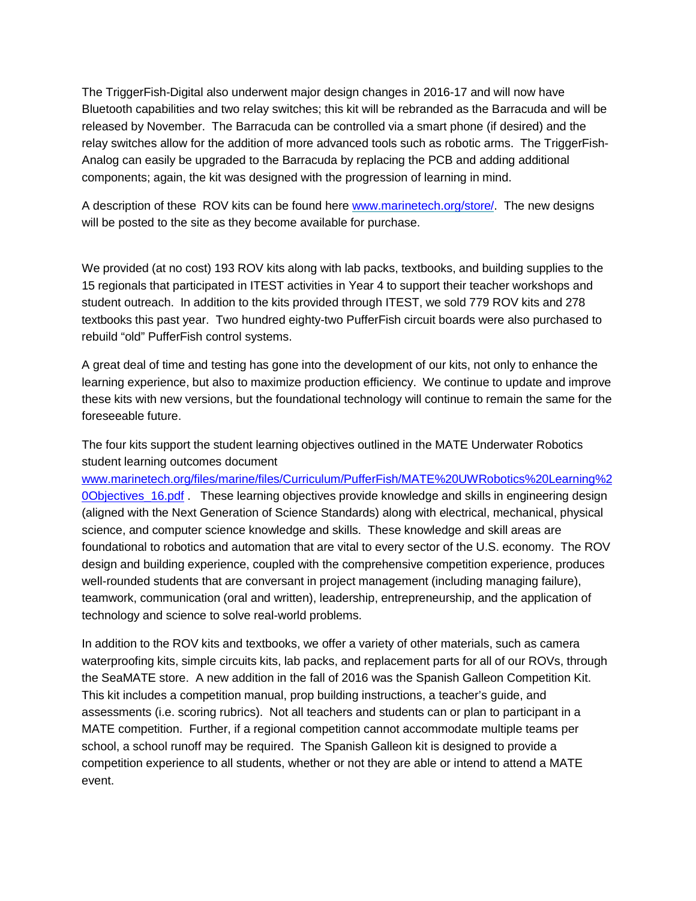The TriggerFish-Digital also underwent major design changes in 2016-17 and will now have Bluetooth capabilities and two relay switches; this kit will be rebranded as the Barracuda and will be released by November. The Barracuda can be controlled via a smart phone (if desired) and the relay switches allow for the addition of more advanced tools such as robotic arms. The TriggerFish-Analog can easily be upgraded to the Barracuda by replacing the PCB and adding additional components; again, the kit was designed with the progression of learning in mind.

A description of these ROV kits can be found here www.marinetech.org/store/. The new designs will be posted to the site as they become available for purchase.

We provided (at no cost) 193 ROV kits along with lab packs, textbooks, and building supplies to the 15 regionals that participated in ITEST activities in Year 4 to support their teacher workshops and student outreach. In addition to the kits provided through ITEST, we sold 779 ROV kits and 278 textbooks this past year. Two hundred eighty-two PufferFish circuit boards were also purchased to rebuild "old" PufferFish control systems.

A great deal of time and testing has gone into the development of our kits, not only to enhance the learning experience, but also to maximize production efficiency. We continue to update and improve these kits with new versions, but the foundational technology will continue to remain the same for the foreseeable future.

The four kits support the student learning objectives outlined in the MATE Underwater Robotics student learning outcomes document www.marinetech.org/files/marine/files/Curriculum/PufferFish/MATE%20UWRobotics%20Learning%20Objectives_16.pdf . These learning objectives provide knowledge and skills in engineering design (aligned with the Next Generation of Science Standards) along with electrical, mechanical, physical science, and computer science knowledge and skills. These knowledge and skill areas are foundational to robotics and automation that are vital to every sector of the U.S. economy. The ROV design and building experience, coupled with the comprehensive competition experience, produces well-rounded students that are conversant in project management (including managing failure), teamwork, communication (oral and written), leadership, entrepreneurship, and the application of technology and science to solve real-world problems.

In addition to the ROV kits and textbooks, we offer a variety of other materials, such as camera waterproofing kits, simple circuits kits, lab packs, and replacement parts for all of our ROVs, through the SeaMATE store. A new addition in the fall of 2016 was the Spanish Galleon Competition Kit. This kit includes a competition manual, prop building instructions, a teacher's guide, and assessments (i.e. scoring rubrics). Not all teachers and students can or plan to participant in a MATE competition. Further, if a regional competition cannot accommodate multiple teams per school, a school runoff may be required. The Spanish Galleon kit is designed to provide a competition experience to all students, whether or not they are able or intend to attend a MATE event.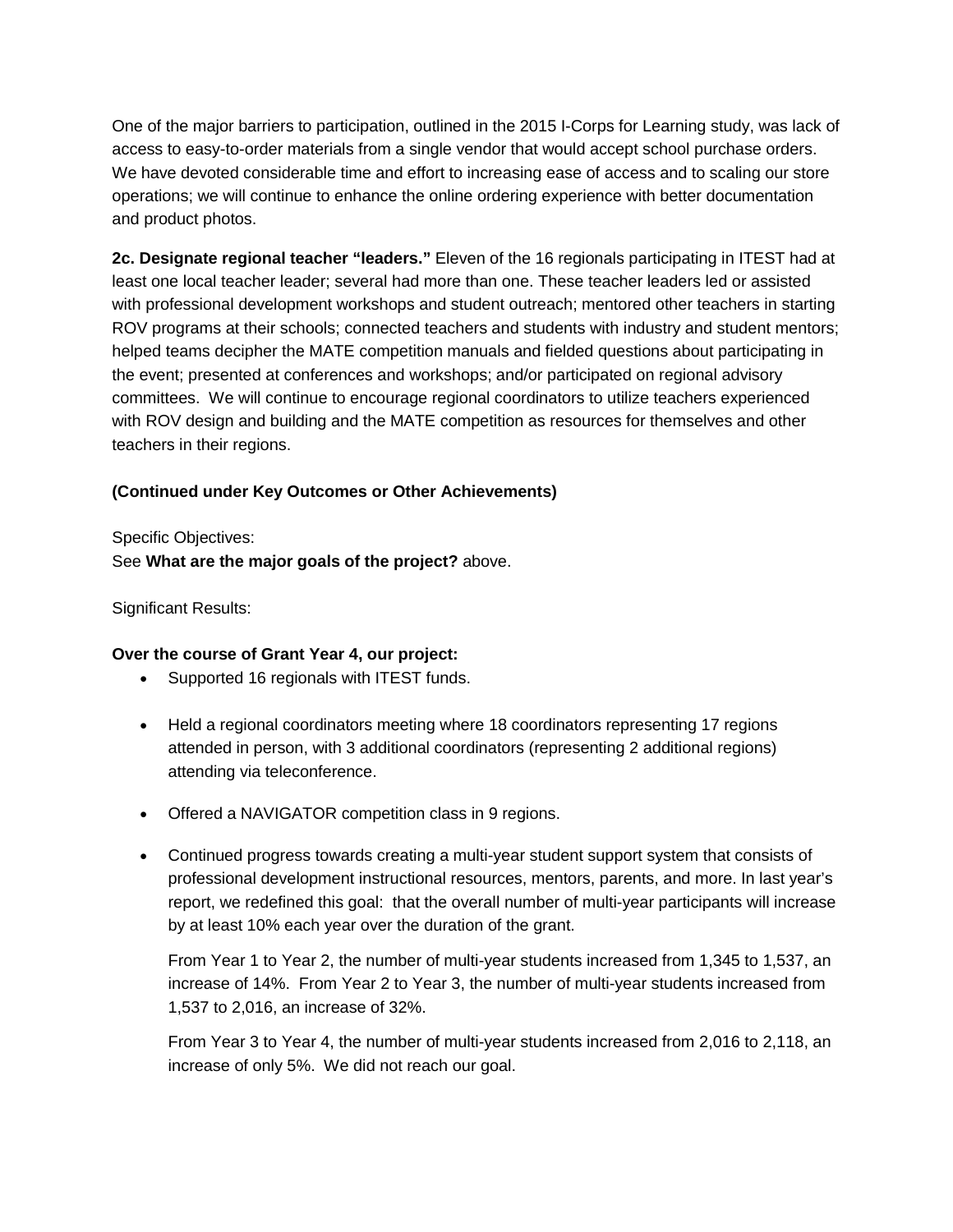One of the major barriers to participation, outlined in the 2015 I-Corps for Learning study, was lack of access to easy-to-order materials from a single vendor that would accept school purchase orders. We have devoted considerable time and effort to increasing ease of access and to scaling our store operations; we will continue to enhance the online ordering experience with better documentation and product photos.

**2c. Designate regional teacher "leaders."** Eleven of the 16 regionals participating in ITEST had at least one local teacher leader; several had more than one. These teacher leaders led or assisted with professional development workshops and student outreach; mentored other teachers in starting ROV programs at their schools; connected teachers and students with industry and student mentors; helped teams decipher the MATE competition manuals and fielded questions about participating in the event; presented at conferences and workshops; and/or participated on regional advisory committees. We will continue to encourage regional coordinators to utilize teachers experienced with ROV design and building and the MATE competition as resources for themselves and other teachers in their regions.

**(Continued under Key Outcomes or Other Achievements)**

Specific Objectives:
See **What are the major goals of the project?** above.

Significant Results:

**Over the course of Grant Year 4, our project:**

- Supported 16 regionals with ITEST funds.
- Held a regional coordinators meeting where 18 coordinators representing 17 regions attended in person, with 3 additional coordinators (representing 2 additional regions) attending via teleconference.
- Offered a NAVIGATOR competition class in 9 regions.
- Continued progress towards creating a multi-year student support system that consists of professional development instructional resources, mentors, parents, and more. In last year's report, we redefined this goal: that the overall number of multi-year participants will increase by at least 10% each year over the duration of the grant.

  From Year 1 to Year 2, the number of multi-year students increased from 1,345 to 1,537, an increase of 14%. From Year 2 to Year 3, the number of multi-year students increased from 1,537 to 2,016, an increase of 32%.

  From Year 3 to Year 4, the number of multi-year students increased from 2,016 to 2,118, an increase of only 5%. We did not reach our goal.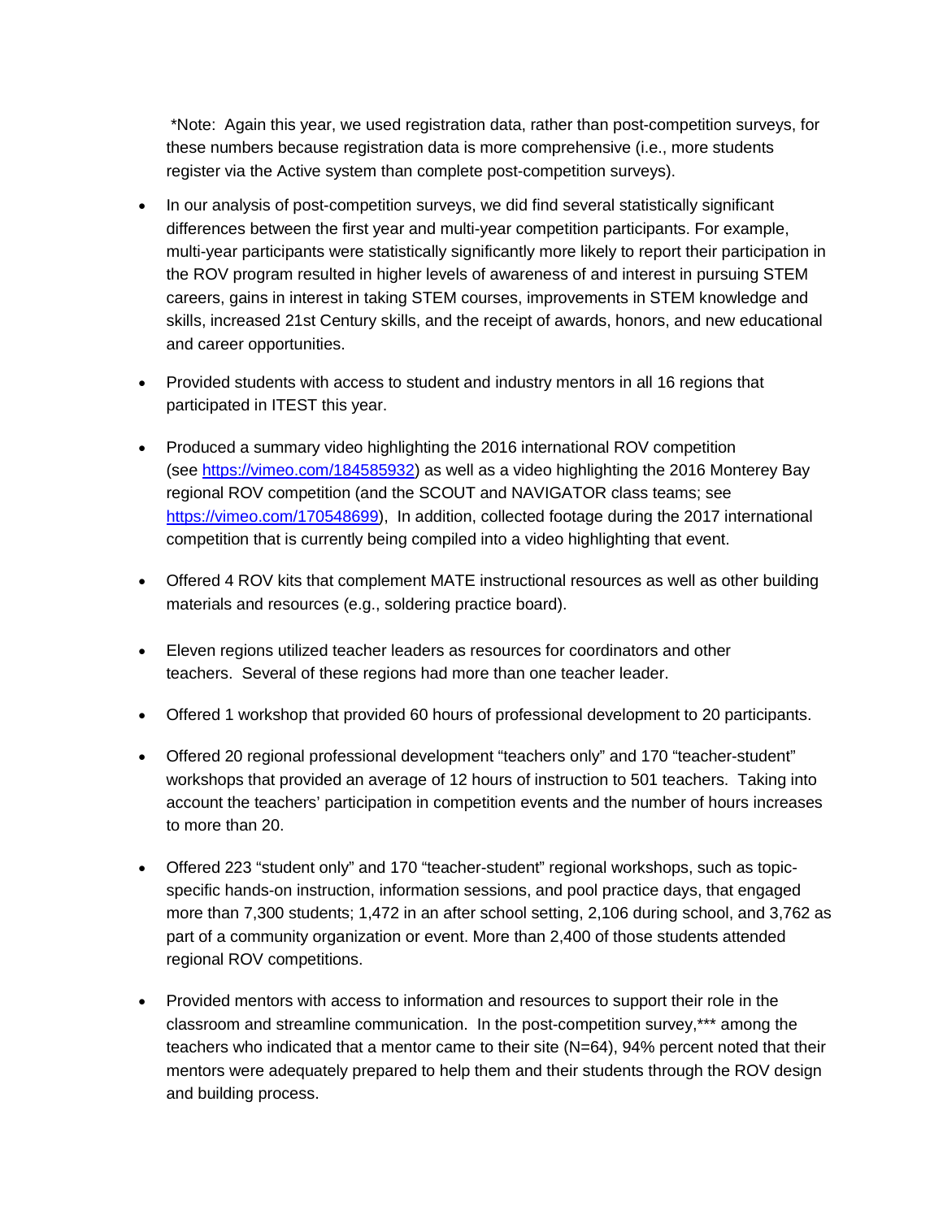*Note: Again this year, we used registration data, rather than post-competition surveys, for these numbers because registration data is more comprehensive (i.e., more students register via the Active system than complete post-competition surveys).

- In our analysis of post-competition surveys, we did find several statistically significant differences between the first year and multi-year competition participants. For example, multi-year participants were statistically significantly more likely to report their participation in the ROV program resulted in higher levels of awareness of and interest in pursuing STEM careers, gains in interest in taking STEM courses, improvements in STEM knowledge and skills, increased 21st Century skills, and the receipt of awards, honors, and new educational and career opportunities.

- Provided students with access to student and industry mentors in all 16 regions that participated in ITEST this year.

- Produced a summary video highlighting the 2016 international ROV competition (see https://vimeo.com/184585932) as well as a video highlighting the 2016 Monterey Bay regional ROV competition (and the SCOUT and NAVIGATOR class teams; see https://vimeo.com/170548699), In addition, collected footage during the 2017 international competition that is currently being compiled into a video highlighting that event.

- Offered 4 ROV kits that complement MATE instructional resources as well as other building materials and resources (e.g., soldering practice board).

- Eleven regions utilized teacher leaders as resources for coordinators and other teachers. Several of these regions had more than one teacher leader.

- Offered 1 workshop that provided 60 hours of professional development to 20 participants.

- Offered 20 regional professional development "teachers only" and 170 "teacher-student" workshops that provided an average of 12 hours of instruction to 501 teachers. Taking into account the teachers' participation in competition events and the number of hours increases to more than 20.

- Offered 223 "student only" and 170 "teacher-student" regional workshops, such as topic-specific hands-on instruction, information sessions, and pool practice days, that engaged more than 7,300 students; 1,472 in an after school setting, 2,106 during school, and 3,762 as part of a community organization or event. More than 2,400 of those students attended regional ROV competitions.

- Provided mentors with access to information and resources to support their role in the classroom and streamline communication. In the post-competition survey,*** among the teachers who indicated that a mentor came to their site (N=64), 94% percent noted that their mentors were adequately prepared to help them and their students through the ROV design and building process.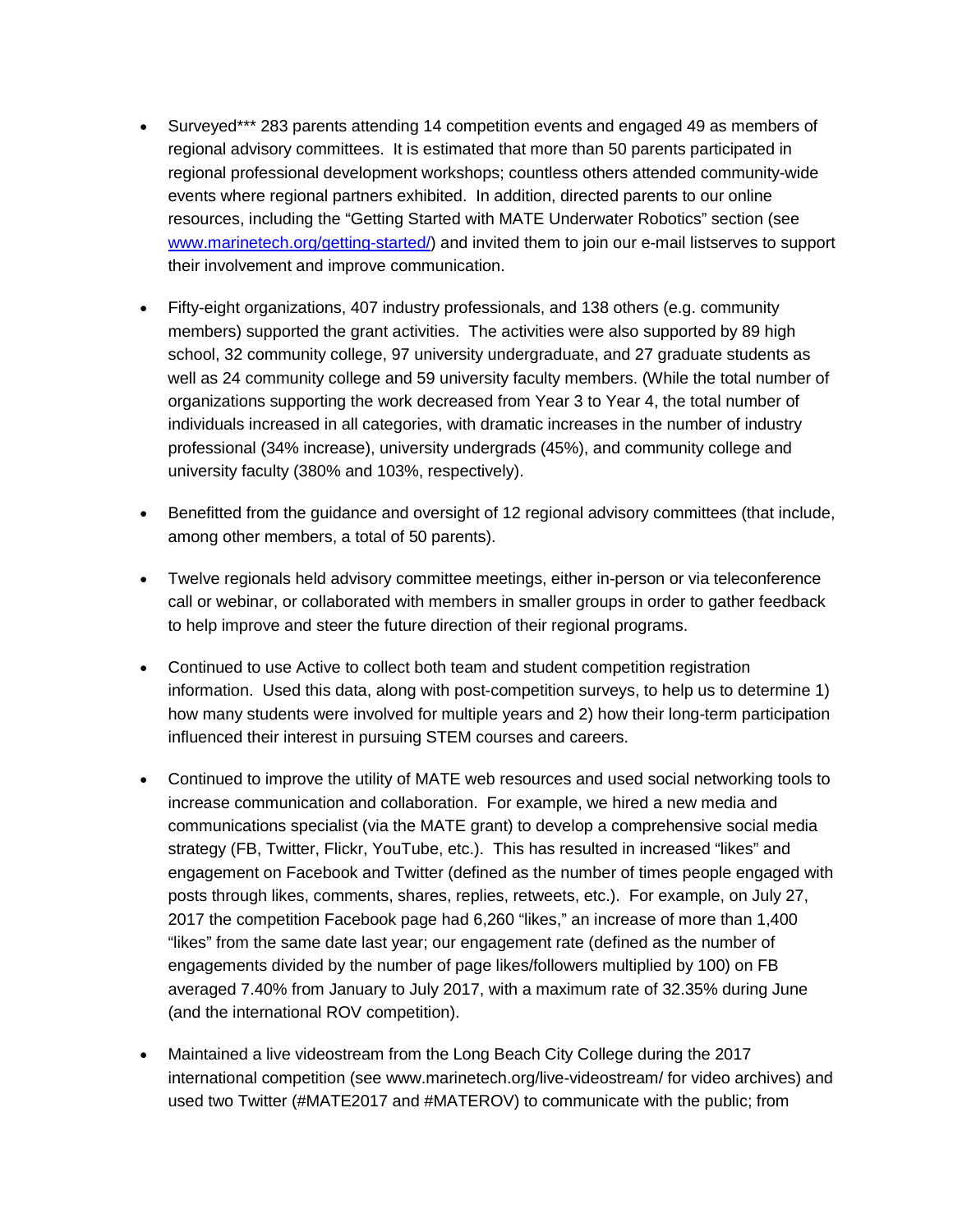- Surveyed*** 283 parents attending 14 competition events and engaged 49 as members of regional advisory committees. It is estimated that more than 50 parents participated in regional professional development workshops; countless others attended community-wide events where regional partners exhibited. In addition, directed parents to our online resources, including the "Getting Started with MATE Underwater Robotics" section (see [www.marinetech.org/getting-started/](www.marinetech.org/getting-started/)) and invited them to join our e-mail listserves to support their involvement and improve communication.

- Fifty-eight organizations, 407 industry professionals, and 138 others (e.g. community members) supported the grant activities. The activities were also supported by 89 high school, 32 community college, 97 university undergraduate, and 27 graduate students as well as 24 community college and 59 university faculty members. (While the total number of organizations supporting the work decreased from Year 3 to Year 4, the total number of individuals increased in all categories, with dramatic increases in the number of industry professional (34% increase), university undergrads (45%), and community college and university faculty (380% and 103%, respectively).

- Benefitted from the guidance and oversight of 12 regional advisory committees (that include, among other members, a total of 50 parents).

- Twelve regionals held advisory committee meetings, either in-person or via teleconference call or webinar, or collaborated with members in smaller groups in order to gather feedback to help improve and steer the future direction of their regional programs.

- Continued to use Active to collect both team and student competition registration information. Used this data, along with post-competition surveys, to help us to determine 1) how many students were involved for multiple years and 2) how their long-term participation influenced their interest in pursuing STEM courses and careers.

- Continued to improve the utility of MATE web resources and used social networking tools to increase communication and collaboration. For example, we hired a new media and communications specialist (via the MATE grant) to develop a comprehensive social media strategy (FB, Twitter, Flickr, YouTube, etc.). This has resulted in increased "likes" and engagement on Facebook and Twitter (defined as the number of times people engaged with posts through likes, comments, shares, replies, retweets, etc.). For example, on July 27, 2017 the competition Facebook page had 6,260 "likes," an increase of more than 1,400 "likes" from the same date last year; our engagement rate (defined as the number of engagements divided by the number of page likes/followers multiplied by 100) on FB averaged 7.40% from January to July 2017, with a maximum rate of 32.35% during June (and the international ROV competition).

- Maintained a live videostream from the Long Beach City College during the 2017 international competition (see www.marinetech.org/live-videostream/ for video archives) and used two Twitter (#MATE2017 and #MATEROV) to communicate with the public; from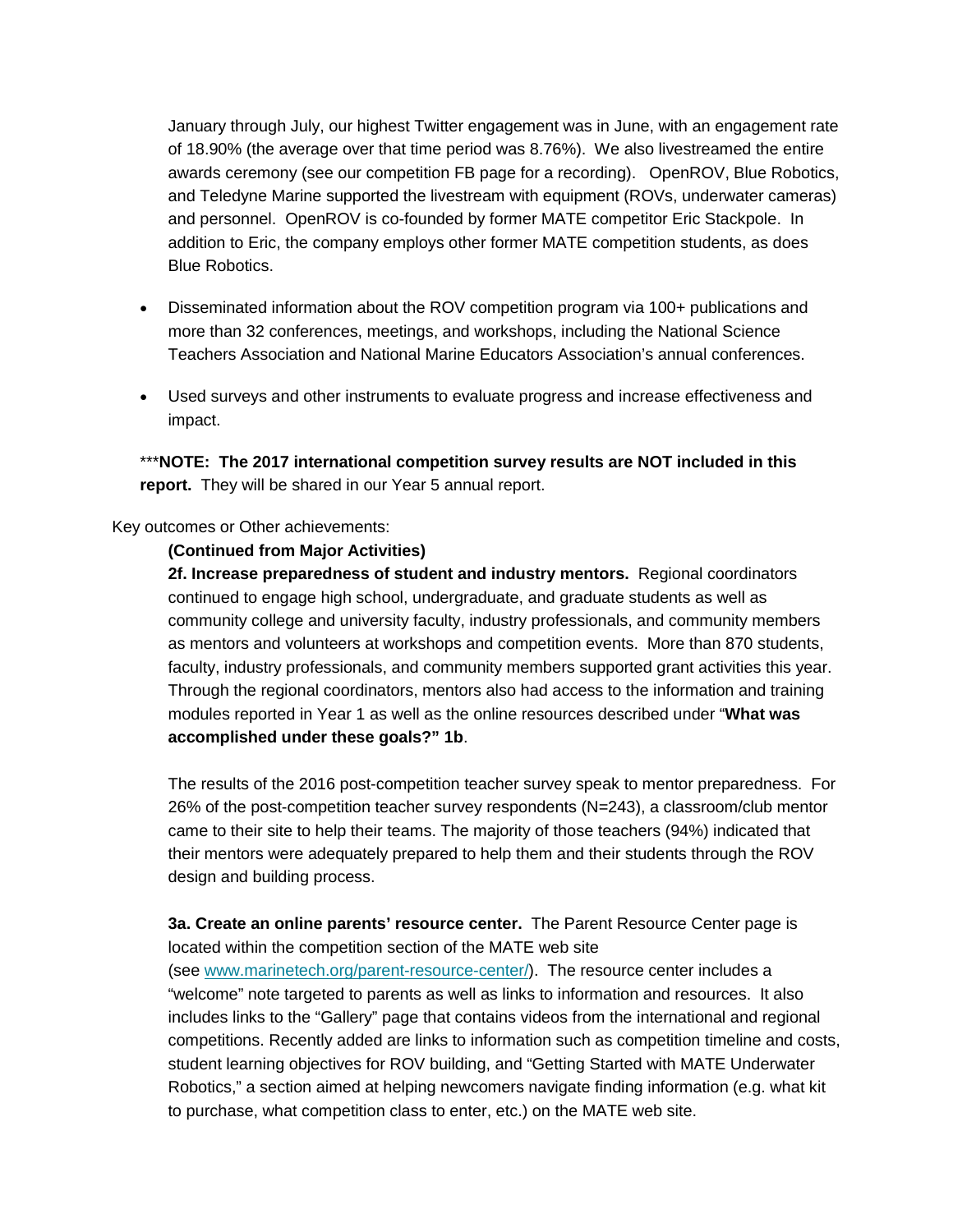January through July, our highest Twitter engagement was in June, with an engagement rate of 18.90% (the average over that time period was 8.76%). We also livestreamed the entire awards ceremony (see our competition FB page for a recording). OpenROV, Blue Robotics, and Teledyne Marine supported the livestream with equipment (ROVs, underwater cameras) and personnel. OpenROV is co-founded by former MATE competitor Eric Stackpole. In addition to Eric, the company employs other former MATE competition students, as does Blue Robotics.

- Disseminated information about the ROV competition program via 100+ publications and more than 32 conferences, meetings, and workshops, including the National Science Teachers Association and National Marine Educators Association's annual conferences.
- Used surveys and other instruments to evaluate progress and increase effectiveness and impact.

***NOTE: The 2017 international competition survey results are NOT included in this report.** They will be shared in our Year 5 annual report.

Key outcomes or Other achievements:

**(Continued from Major Activities)**

**2f. Increase preparedness of student and industry mentors.** Regional coordinators continued to engage high school, undergraduate, and graduate students as well as community college and university faculty, industry professionals, and community members as mentors and volunteers at workshops and competition events. More than 870 students, faculty, industry professionals, and community members supported grant activities this year. Through the regional coordinators, mentors also had access to the information and training modules reported in Year 1 as well as the online resources described under "**What was accomplished under these goals?" 1b**.

The results of the 2016 post-competition teacher survey speak to mentor preparedness. For 26% of the post-competition teacher survey respondents (N=243), a classroom/club mentor came to their site to help their teams. The majority of those teachers (94%) indicated that their mentors were adequately prepared to help them and their students through the ROV design and building process.

**3a. Create an online parents' resource center.** The Parent Resource Center page is located within the competition section of the MATE web site (see [www.marinetech.org/parent-resource-center/](www.marinetech.org/parent-resource-center/)). The resource center includes a "welcome" note targeted to parents as well as links to information and resources. It also includes links to the "Gallery" page that contains videos from the international and regional competitions. Recently added are links to information such as competition timeline and costs, student learning objectives for ROV building, and "Getting Started with MATE Underwater Robotics," a section aimed at helping newcomers navigate finding information (e.g. what kit to purchase, what competition class to enter, etc.) on the MATE web site.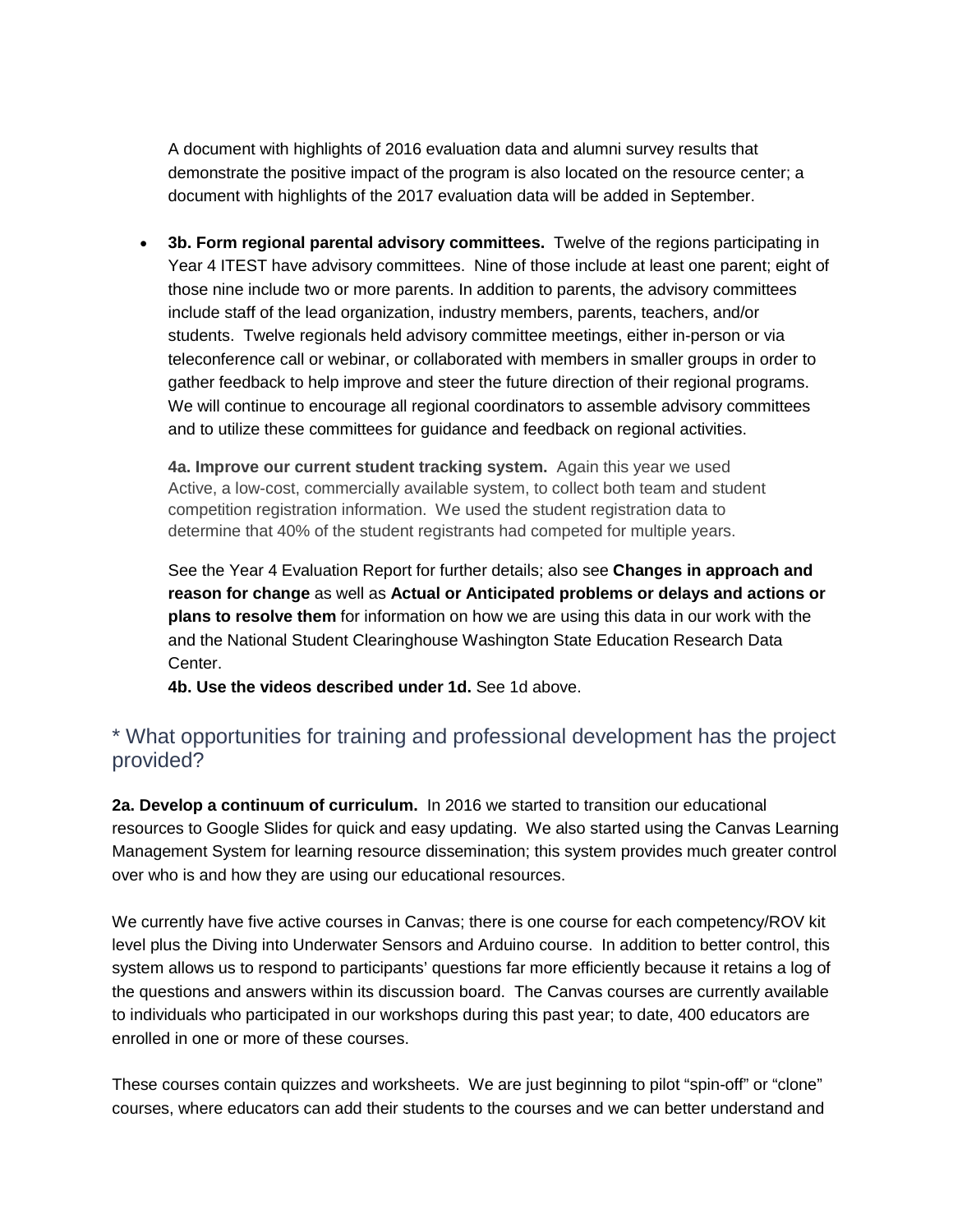A document with highlights of 2016 evaluation data and alumni survey results that demonstrate the positive impact of the program is also located on the resource center; a document with highlights of the 2017 evaluation data will be added in September.

- **3b. Form regional parental advisory committees.** Twelve of the regions participating in Year 4 ITEST have advisory committees. Nine of those include at least one parent; eight of those nine include two or more parents. In addition to parents, the advisory committees include staff of the lead organization, industry members, parents, teachers, and/or students. Twelve regionals held advisory committee meetings, either in-person or via teleconference call or webinar, or collaborated with members in smaller groups in order to gather feedback to help improve and steer the future direction of their regional programs. We will continue to encourage all regional coordinators to assemble advisory committees and to utilize these committees for guidance and feedback on regional activities.

  **4a. Improve our current student tracking system.** Again this year we used Active, a low-cost, commercially available system, to collect both team and student competition registration information. We used the student registration data to determine that 40% of the student registrants had competed for multiple years.

  See the Year 4 Evaluation Report for further details; also see **Changes in approach and reason for change** as well as **Actual or Anticipated problems or delays and actions or plans to resolve them** for information on how we are using this data in our work with the and the National Student Clearinghouse Washington State Education Research Data Center.

  **4b. Use the videos described under 1d.** See 1d above.

## * What opportunities for training and professional development has the project provided?

**2a. Develop a continuum of curriculum.** In 2016 we started to transition our educational resources to Google Slides for quick and easy updating. We also started using the Canvas Learning Management System for learning resource dissemination; this system provides much greater control over who is and how they are using our educational resources.

We currently have five active courses in Canvas; there is one course for each competency/ROV kit level plus the Diving into Underwater Sensors and Arduino course. In addition to better control, this system allows us to respond to participants' questions far more efficiently because it retains a log of the questions and answers within its discussion board. The Canvas courses are currently available to individuals who participated in our workshops during this past year; to date, 400 educators are enrolled in one or more of these courses.

These courses contain quizzes and worksheets. We are just beginning to pilot "spin-off" or "clone" courses, where educators can add their students to the courses and we can better understand and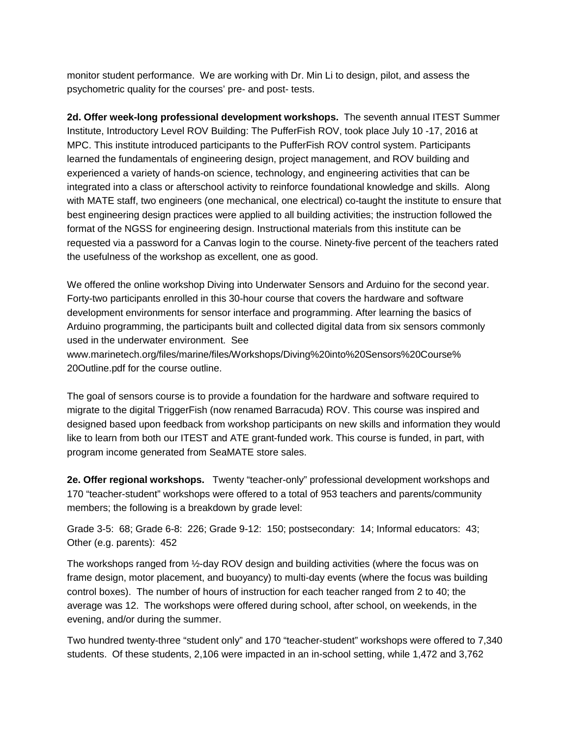monitor student performance. We are working with Dr. Min Li to design, pilot, and assess the psychometric quality for the courses' pre- and post- tests.

**2d. Offer week-long professional development workshops.** The seventh annual ITEST Summer Institute, Introductory Level ROV Building: The PufferFish ROV, took place July 10 -17, 2016 at MPC. This institute introduced participants to the PufferFish ROV control system. Participants learned the fundamentals of engineering design, project management, and ROV building and experienced a variety of hands-on science, technology, and engineering activities that can be integrated into a class or afterschool activity to reinforce foundational knowledge and skills. Along with MATE staff, two engineers (one mechanical, one electrical) co-taught the institute to ensure that best engineering design practices were applied to all building activities; the instruction followed the format of the NGSS for engineering design. Instructional materials from this institute can be requested via a password for a Canvas login to the course. Ninety-five percent of the teachers rated the usefulness of the workshop as excellent, one as good.

We offered the online workshop Diving into Underwater Sensors and Arduino for the second year. Forty-two participants enrolled in this 30-hour course that covers the hardware and software development environments for sensor interface and programming. After learning the basics of Arduino programming, the participants built and collected digital data from six sensors commonly used in the underwater environment. See www.marinetech.org/files/marine/files/Workshops/Diving%20into%20Sensors%20Course%20Outline.pdf for the course outline.

The goal of sensors course is to provide a foundation for the hardware and software required to migrate to the digital TriggerFish (now renamed Barracuda) ROV. This course was inspired and designed based upon feedback from workshop participants on new skills and information they would like to learn from both our ITEST and ATE grant-funded work. This course is funded, in part, with program income generated from SeaMATE store sales.

**2e. Offer regional workshops.** Twenty "teacher-only" professional development workshops and 170 "teacher-student" workshops were offered to a total of 953 teachers and parents/community members; the following is a breakdown by grade level:

Grade 3-5: 68; Grade 6-8: 226; Grade 9-12: 150; postsecondary: 14; Informal educators: 43; Other (e.g. parents): 452

The workshops ranged from ½-day ROV design and building activities (where the focus was on frame design, motor placement, and buoyancy) to multi-day events (where the focus was building control boxes). The number of hours of instruction for each teacher ranged from 2 to 40; the average was 12. The workshops were offered during school, after school, on weekends, in the evening, and/or during the summer.

Two hundred twenty-three "student only" and 170 "teacher-student" workshops were offered to 7,340 students. Of these students, 2,106 were impacted in an in-school setting, while 1,472 and 3,762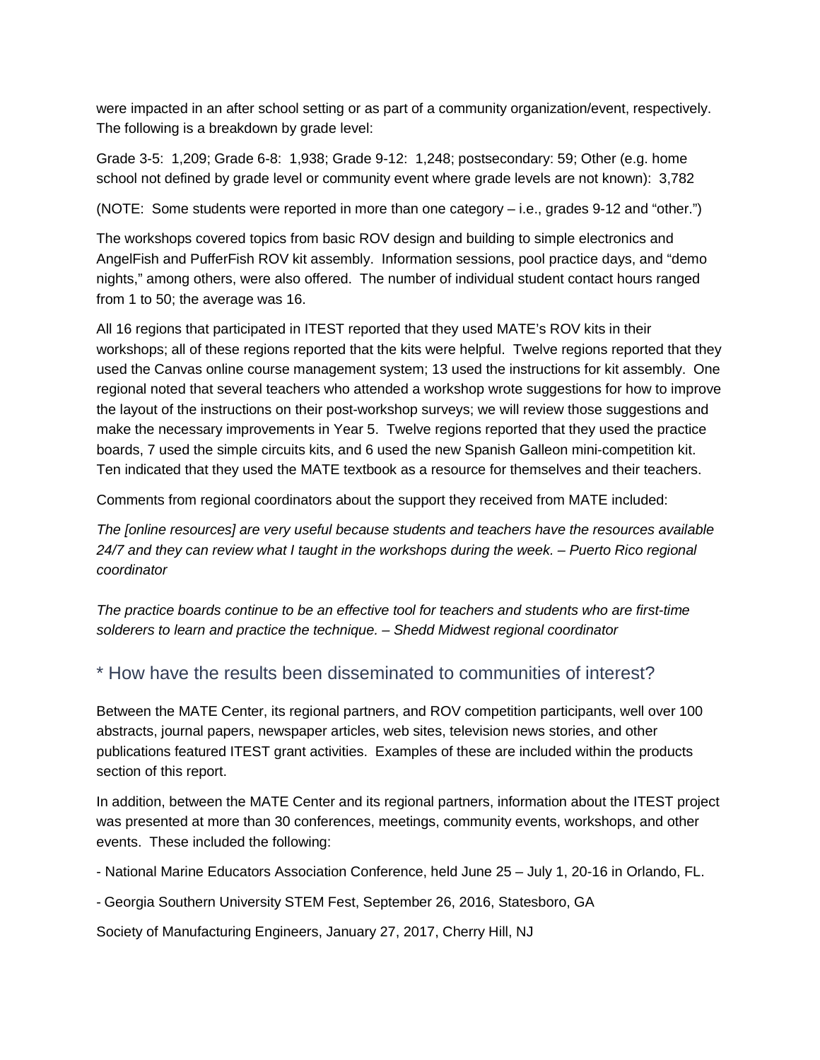were impacted in an after school setting or as part of a community organization/event, respectively. The following is a breakdown by grade level:

Grade 3-5: 1,209; Grade 6-8: 1,938; Grade 9-12: 1,248; postsecondary: 59; Other (e.g. home school not defined by grade level or community event where grade levels are not known): 3,782

(NOTE: Some students were reported in more than one category – i.e., grades 9-12 and "other.")

The workshops covered topics from basic ROV design and building to simple electronics and AngelFish and PufferFish ROV kit assembly. Information sessions, pool practice days, and "demo nights," among others, were also offered. The number of individual student contact hours ranged from 1 to 50; the average was 16.

All 16 regions that participated in ITEST reported that they used MATE's ROV kits in their workshops; all of these regions reported that the kits were helpful. Twelve regions reported that they used the Canvas online course management system; 13 used the instructions for kit assembly. One regional noted that several teachers who attended a workshop wrote suggestions for how to improve the layout of the instructions on their post-workshop surveys; we will review those suggestions and make the necessary improvements in Year 5. Twelve regions reported that they used the practice boards, 7 used the simple circuits kits, and 6 used the new Spanish Galleon mini-competition kit. Ten indicated that they used the MATE textbook as a resource for themselves and their teachers.

Comments from regional coordinators about the support they received from MATE included:

*The [online resources] are very useful because students and teachers have the resources available 24/7 and they can review what I taught in the workshops during the week. – Puerto Rico regional coordinator*

*The practice boards continue to be an effective tool for teachers and students who are first-time solderers to learn and practice the technique. – Shedd Midwest regional coordinator*

## * How have the results been disseminated to communities of interest?

Between the MATE Center, its regional partners, and ROV competition participants, well over 100 abstracts, journal papers, newspaper articles, web sites, television news stories, and other publications featured ITEST grant activities. Examples of these are included within the products section of this report.

In addition, between the MATE Center and its regional partners, information about the ITEST project was presented at more than 30 conferences, meetings, community events, workshops, and other events. These included the following:

- National Marine Educators Association Conference, held June 25 – July 1, 20-16 in Orlando, FL.

- Georgia Southern University STEM Fest, September 26, 2016, Statesboro, GA

Society of Manufacturing Engineers, January 27, 2017, Cherry Hill, NJ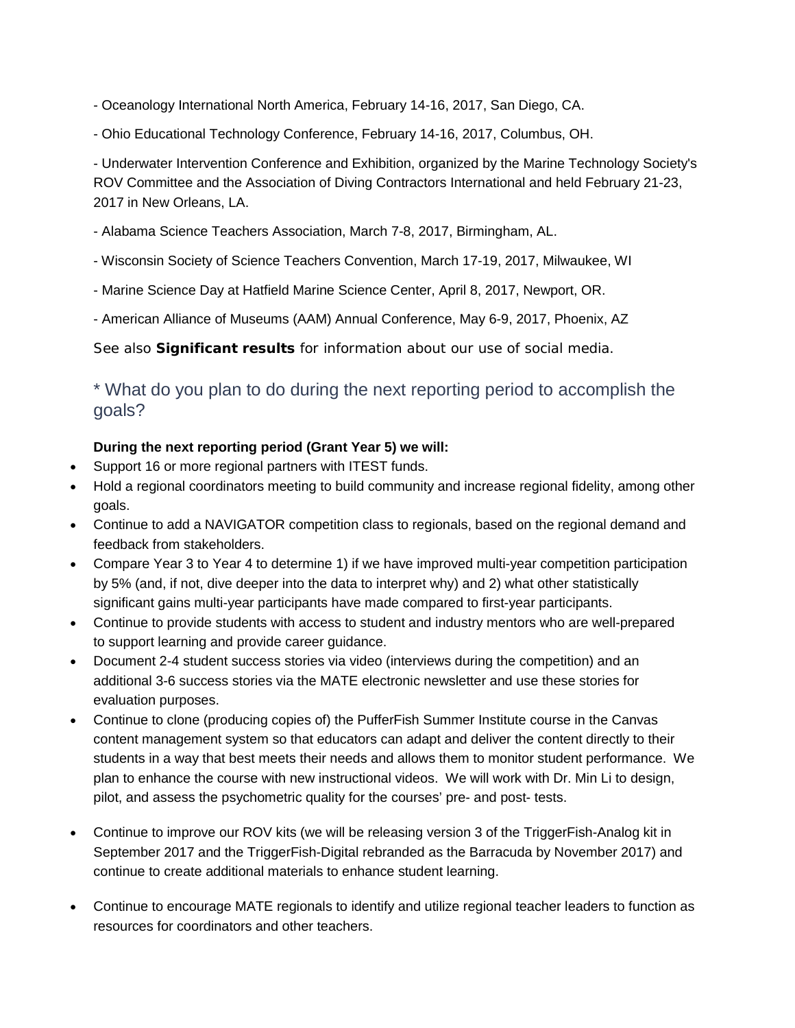- Oceanology International North America, February 14-16, 2017, San Diego, CA.

- Ohio Educational Technology Conference, February 14-16, 2017, Columbus, OH.

- Underwater Intervention Conference and Exhibition, organized by the Marine Technology Society's ROV Committee and the Association of Diving Contractors International and held February 21-23, 2017 in New Orleans, LA.

- Alabama Science Teachers Association, March 7-8, 2017, Birmingham, AL.

- Wisconsin Society of Science Teachers Convention, March 17-19, 2017, Milwaukee, WI

- Marine Science Day at Hatfield Marine Science Center, April 8, 2017, Newport, OR.

- American Alliance of Museums (AAM) Annual Conference, May 6-9, 2017, Phoenix, AZ

See also **Significant results** for information about our use of social media.

## * What do you plan to do during the next reporting period to accomplish the goals?

**During the next reporting period (Grant Year 5) we will:**

- Support 16 or more regional partners with ITEST funds.
- Hold a regional coordinators meeting to build community and increase regional fidelity, among other goals.
- Continue to add a NAVIGATOR competition class to regionals, based on the regional demand and feedback from stakeholders.
- Compare Year 3 to Year 4 to determine 1) if we have improved multi-year competition participation by 5% (and, if not, dive deeper into the data to interpret why) and 2) what other statistically significant gains multi-year participants have made compared to first-year participants.
- Continue to provide students with access to student and industry mentors who are well-prepared to support learning and provide career guidance.
- Document 2-4 student success stories via video (interviews during the competition) and an additional 3-6 success stories via the MATE electronic newsletter and use these stories for evaluation purposes.
- Continue to clone (producing copies of) the PufferFish Summer Institute course in the Canvas content management system so that educators can adapt and deliver the content directly to their students in a way that best meets their needs and allows them to monitor student performance. We plan to enhance the course with new instructional videos. We will work with Dr. Min Li to design, pilot, and assess the psychometric quality for the courses' pre- and post- tests.
- Continue to improve our ROV kits (we will be releasing version 3 of the TriggerFish-Analog kit in September 2017 and the TriggerFish-Digital rebranded as the Barracuda by November 2017) and continue to create additional materials to enhance student learning.
- Continue to encourage MATE regionals to identify and utilize regional teacher leaders to function as resources for coordinators and other teachers.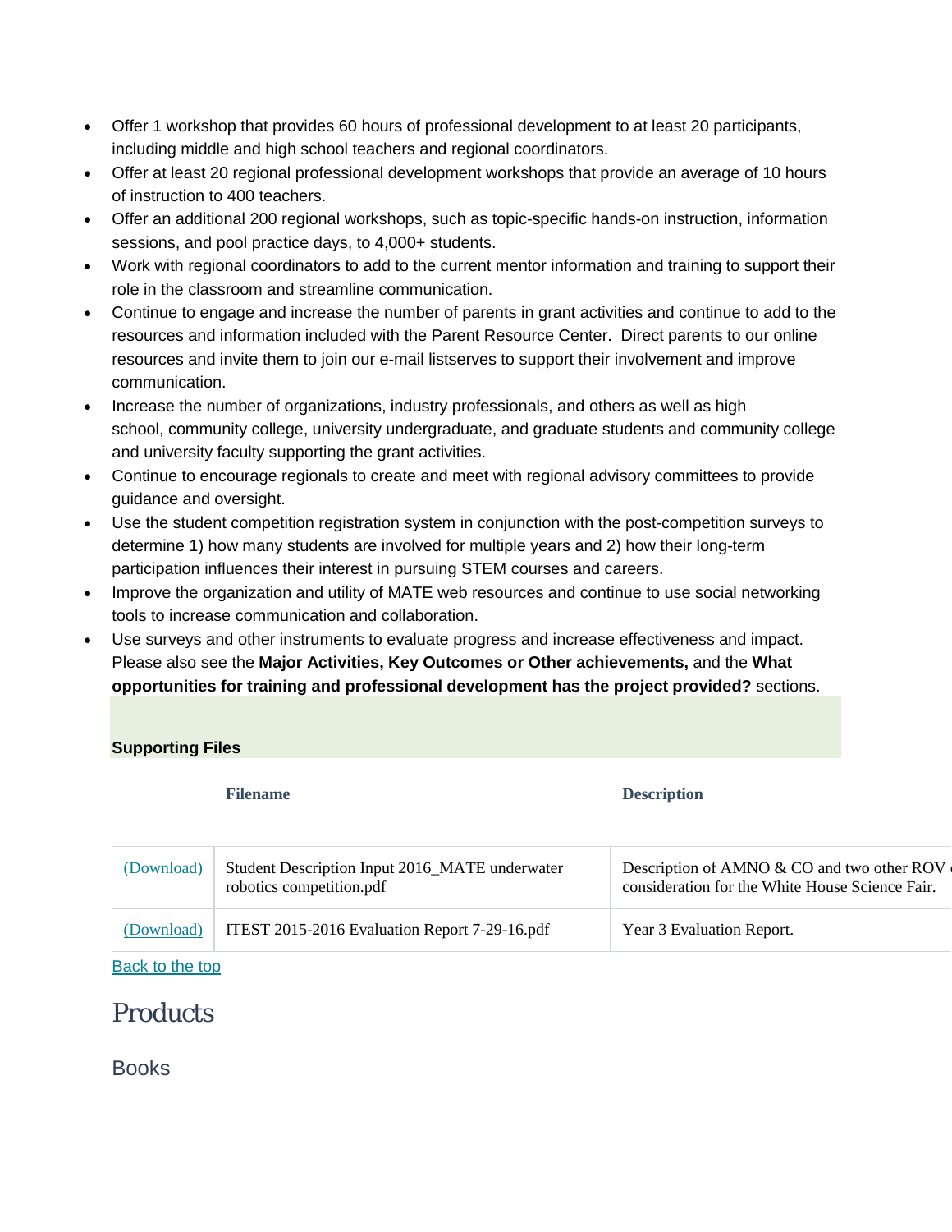- Offer 1 workshop that provides 60 hours of professional development to at least 20 participants, including middle and high school teachers and regional coordinators.
- Offer at least 20 regional professional development workshops that provide an average of 10 hours of instruction to 400 teachers.
- Offer an additional 200 regional workshops, such as topic-specific hands-on instruction, information sessions, and pool practice days, to 4,000+ students.
- Work with regional coordinators to add to the current mentor information and training to support their role in the classroom and streamline communication.
- Continue to engage and increase the number of parents in grant activities and continue to add to the resources and information included with the Parent Resource Center. Direct parents to our online resources and invite them to join our e-mail listserves to support their involvement and improve communication.
- Increase the number of organizations, industry professionals, and others as well as high school, community college, university undergraduate, and graduate students and community college and university faculty supporting the grant activities.
- Continue to encourage regionals to create and meet with regional advisory committees to provide guidance and oversight.
- Use the student competition registration system in conjunction with the post-competition surveys to determine 1) how many students are involved for multiple years and 2) how their long-term participation influences their interest in pursuing STEM courses and careers.
- Improve the organization and utility of MATE web resources and continue to use social networking tools to increase communication and collaboration.
- Use surveys and other instruments to evaluate progress and increase effectiveness and impact. Please also see the **Major Activities, Key Outcomes or Other achievements,** and the **What opportunities for training and professional development has the project provided?** sections.

**Supporting Files**

| | Filename | Description |
|---|---|---|
| (Download) | Student Description Input 2016_MATE underwater robotics competition.pdf | Description of AMNO & CO and two other ROV consideration for the White House Science Fair. |
| (Download) | ITEST 2015-2016 Evaluation Report 7-29-16.pdf | Year 3 Evaluation Report. |

Back to the top

# Products

## Books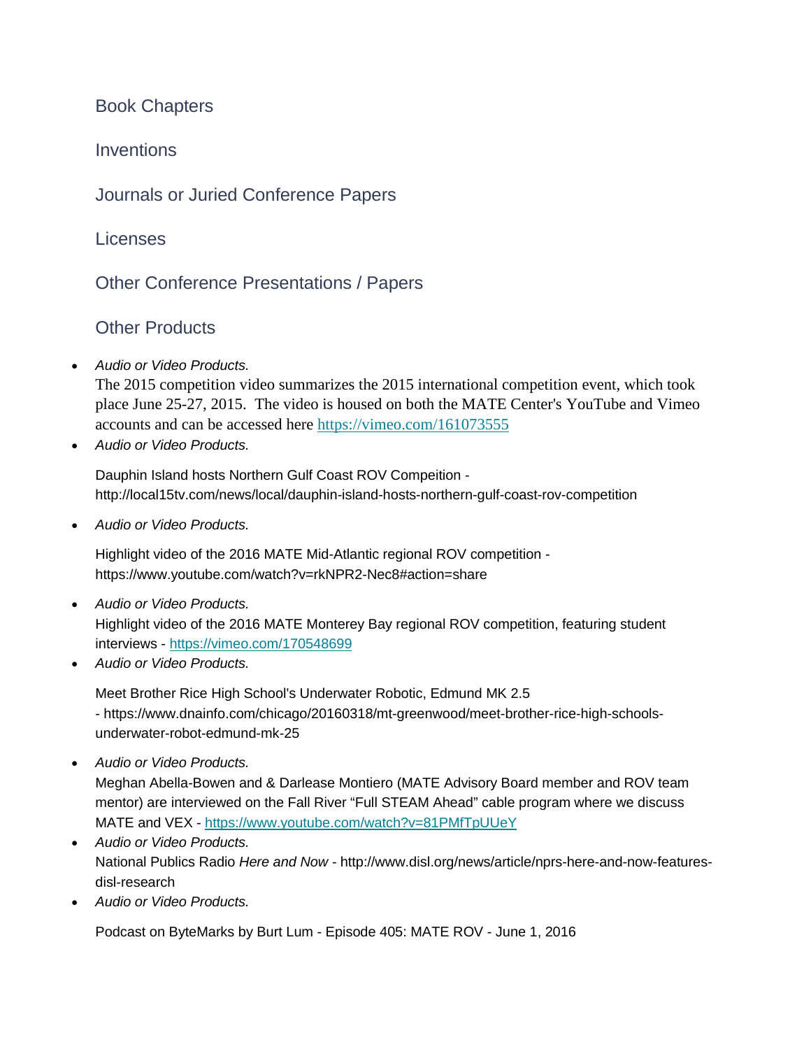## Book Chapters

## Inventions

## Journals or Juried Conference Papers

## Licenses

## Other Conference Presentations / Papers

## Other Products

- *Audio or Video Products.*
  The 2015 competition video summarizes the 2015 international competition event, which took place June 25-27, 2015. The video is housed on both the MATE Center's YouTube and Vimeo accounts and can be accessed here https://vimeo.com/161073555
- *Audio or Video Products.*

  Dauphin Island hosts Northern Gulf Coast ROV Compeition - http://local15tv.com/news/local/dauphin-island-hosts-northern-gulf-coast-rov-competition

- *Audio or Video Products.*

  Highlight video of the 2016 MATE Mid-Atlantic regional ROV competition - https://www.youtube.com/watch?v=rkNPR2-Nec8#action=share

- *Audio or Video Products.*
  Highlight video of the 2016 MATE Monterey Bay regional ROV competition, featuring student interviews - https://vimeo.com/170548699
- *Audio or Video Products.*

  Meet Brother Rice High School's Underwater Robotic, Edmund MK 2.5 - https://www.dnainfo.com/chicago/20160318/mt-greenwood/meet-brother-rice-high-schools-underwater-robot-edmund-mk-25

- *Audio or Video Products.*
  Meghan Abella-Bowen and & Darlease Montiero (MATE Advisory Board member and ROV team mentor) are interviewed on the Fall River "Full STEAM Ahead" cable program where we discuss MATE and VEX - https://www.youtube.com/watch?v=81PMfTpUUeY
- *Audio or Video Products.*
  National Publics Radio *Here and Now* - http://www.disl.org/news/article/nprs-here-and-now-features-disl-research
- *Audio or Video Products.*

  Podcast on ByteMarks by Burt Lum - Episode 405: MATE ROV - June 1, 2016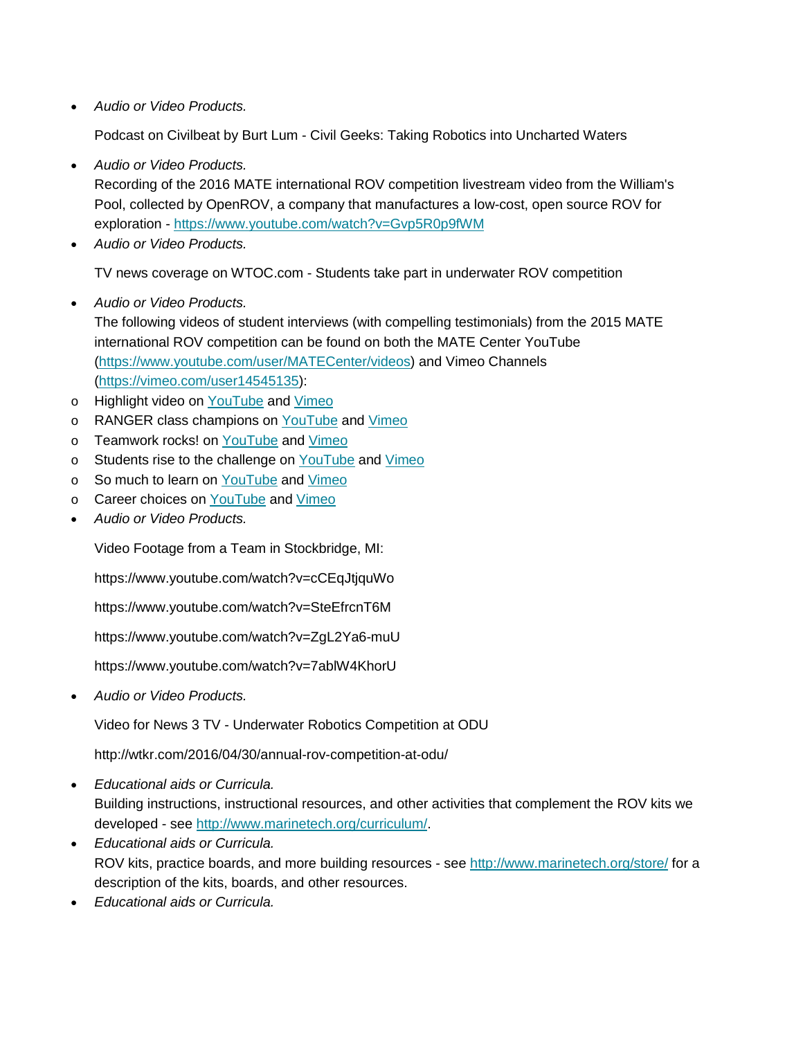- *Audio or Video Products.*

  Podcast on Civilbeat by Burt Lum - Civil Geeks: Taking Robotics into Uncharted Waters

- *Audio or Video Products.*

  Recording of the 2016 MATE international ROV competition livestream video from the William's Pool, collected by OpenROV, a company that manufactures a low-cost, open source ROV for exploration - https://www.youtube.com/watch?v=Gvp5R0p9fWM

- *Audio or Video Products.*

  TV news coverage on WTOC.com - Students take part in underwater ROV competition

- *Audio or Video Products.*

  The following videos of student interviews (with compelling testimonials) from the 2015 MATE international ROV competition can be found on both the MATE Center YouTube (https://www.youtube.com/user/MATECenter/videos) and Vimeo Channels (https://vimeo.com/user14545135):

  - Highlight video on YouTube and Vimeo
  - RANGER class champions on YouTube and Vimeo
  - Teamwork rocks! on YouTube and Vimeo
  - Students rise to the challenge on YouTube and Vimeo
  - So much to learn on YouTube and Vimeo
  - Career choices on YouTube and Vimeo

- *Audio or Video Products.*

  Video Footage from a Team in Stockbridge, MI:

  https://www.youtube.com/watch?v=cCEqJtjquWo

  https://www.youtube.com/watch?v=SteEfrcnT6M

  https://www.youtube.com/watch?v=ZgL2Ya6-muU

  https://www.youtube.com/watch?v=7ablW4KhorU

- *Audio or Video Products.*

  Video for News 3 TV - Underwater Robotics Competition at ODU

  http://wtkr.com/2016/04/30/annual-rov-competition-at-odu/

- *Educational aids or Curricula.*

  Building instructions, instructional resources, and other activities that complement the ROV kits we developed - see http://www.marinetech.org/curriculum/.

- *Educational aids or Curricula.*

  ROV kits, practice boards, and more building resources - see http://www.marinetech.org/store/ for a description of the kits, boards, and other resources.

- *Educational aids or Curricula.*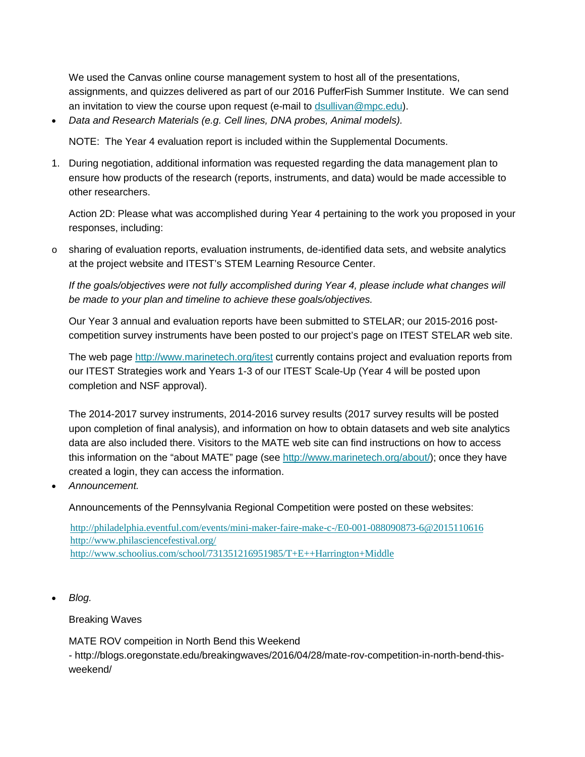We used the Canvas online course management system to host all of the presentations, assignments, and quizzes delivered as part of our 2016 PufferFish Summer Institute. We can send an invitation to view the course upon request (e-mail to dsullivan@mpc.edu).

- *Data and Research Materials (e.g. Cell lines, DNA probes, Animal models).*

  NOTE: The Year 4 evaluation report is included within the Supplemental Documents.

1. During negotiation, additional information was requested regarding the data management plan to ensure how products of the research (reports, instruments, and data) would be made accessible to other researchers.

   Action 2D: Please what was accomplished during Year 4 pertaining to the work you proposed in your responses, including:

   - sharing of evaluation reports, evaluation instruments, de-identified data sets, and website analytics at the project website and ITEST's STEM Learning Resource Center.

   *If the goals/objectives were not fully accomplished during Year 4, please include what changes will be made to your plan and timeline to achieve these goals/objectives.*

   Our Year 3 annual and evaluation reports have been submitted to STELAR; our 2015-2016 post-competition survey instruments have been posted to our project's page on ITEST STELAR web site.

   The web page http://www.marinetech.org/itest currently contains project and evaluation reports from our ITEST Strategies work and Years 1-3 of our ITEST Scale-Up (Year 4 will be posted upon completion and NSF approval).

   The 2014-2017 survey instruments, 2014-2016 survey results (2017 survey results will be posted upon completion of final analysis), and information on how to obtain datasets and web site analytics data are also included there. Visitors to the MATE web site can find instructions on how to access this information on the "about MATE" page (see http://www.marinetech.org/about/); once they have created a login, they can access the information.

- *Announcement.*

  Announcements of the Pennsylvania Regional Competition were posted on these websites:

  http://philadelphia.eventful.com/events/mini-maker-faire-make-c-/E0-001-088090873-6@2015110616
  http://www.philasciencefestival.org/
  http://www.schoolius.com/school/731351216951985/T+E++Harrington+Middle

- *Blog.*

  Breaking Waves

  MATE ROV compeition in North Bend this Weekend
  - http://blogs.oregonstate.edu/breakingwaves/2016/04/28/mate-rov-competition-in-north-bend-this-weekend/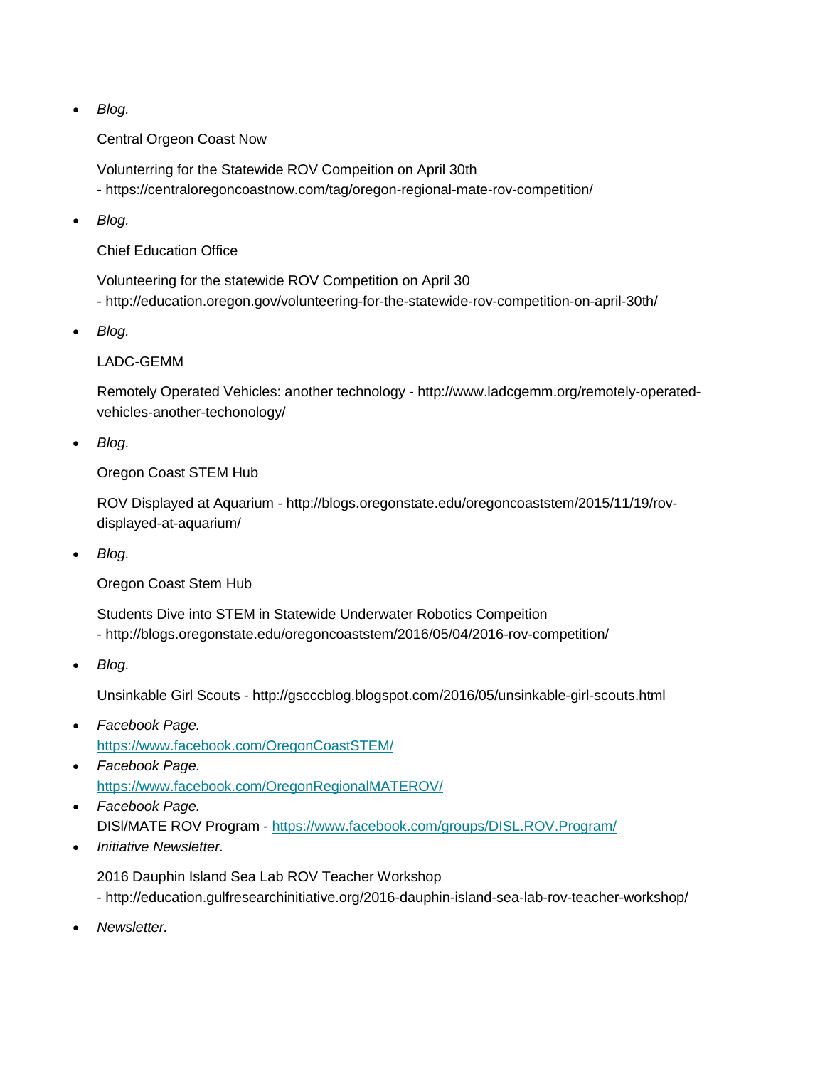- *Blog.*

  Central Orgeon Coast Now

  Volunterring for the Statewide ROV Compeition on April 30th
  - https://centraloregoncoastnow.com/tag/oregon-regional-mate-rov-competition/

- *Blog.*

  Chief Education Office

  Volunteering for the statewide ROV Competition on April 30
  - http://education.oregon.gov/volunteering-for-the-statewide-rov-competition-on-april-30th/

- *Blog.*

  LADC-GEMM

  Remotely Operated Vehicles: another technology - http://www.ladcgemm.org/remotely-operated-vehicles-another-techonology/

- *Blog.*

  Oregon Coast STEM Hub

  ROV Displayed at Aquarium - http://blogs.oregonstate.edu/oregoncoaststem/2015/11/19/rov-displayed-at-aquarium/

- *Blog.*

  Oregon Coast Stem Hub

  Students Dive into STEM in Statewide Underwater Robotics Compeition
  - http://blogs.oregonstate.edu/oregoncoaststem/2016/05/04/2016-rov-competition/

- *Blog.*

  Unsinkable Girl Scouts - http://gscccblog.blogspot.com/2016/05/unsinkable-girl-scouts.html

- *Facebook Page.*
  https://www.facebook.com/OregonCoastSTEM/
- *Facebook Page.*
  https://www.facebook.com/OregonRegionalMATEROV/
- *Facebook Page.*
  DISl/MATE ROV Program - https://www.facebook.com/groups/DISL.ROV.Program/
- *Initiative Newsletter.*

  2016 Dauphin Island Sea Lab ROV Teacher Workshop
  - http://education.gulfresearchinitiative.org/2016-dauphin-island-sea-lab-rov-teacher-workshop/

- *Newsletter.*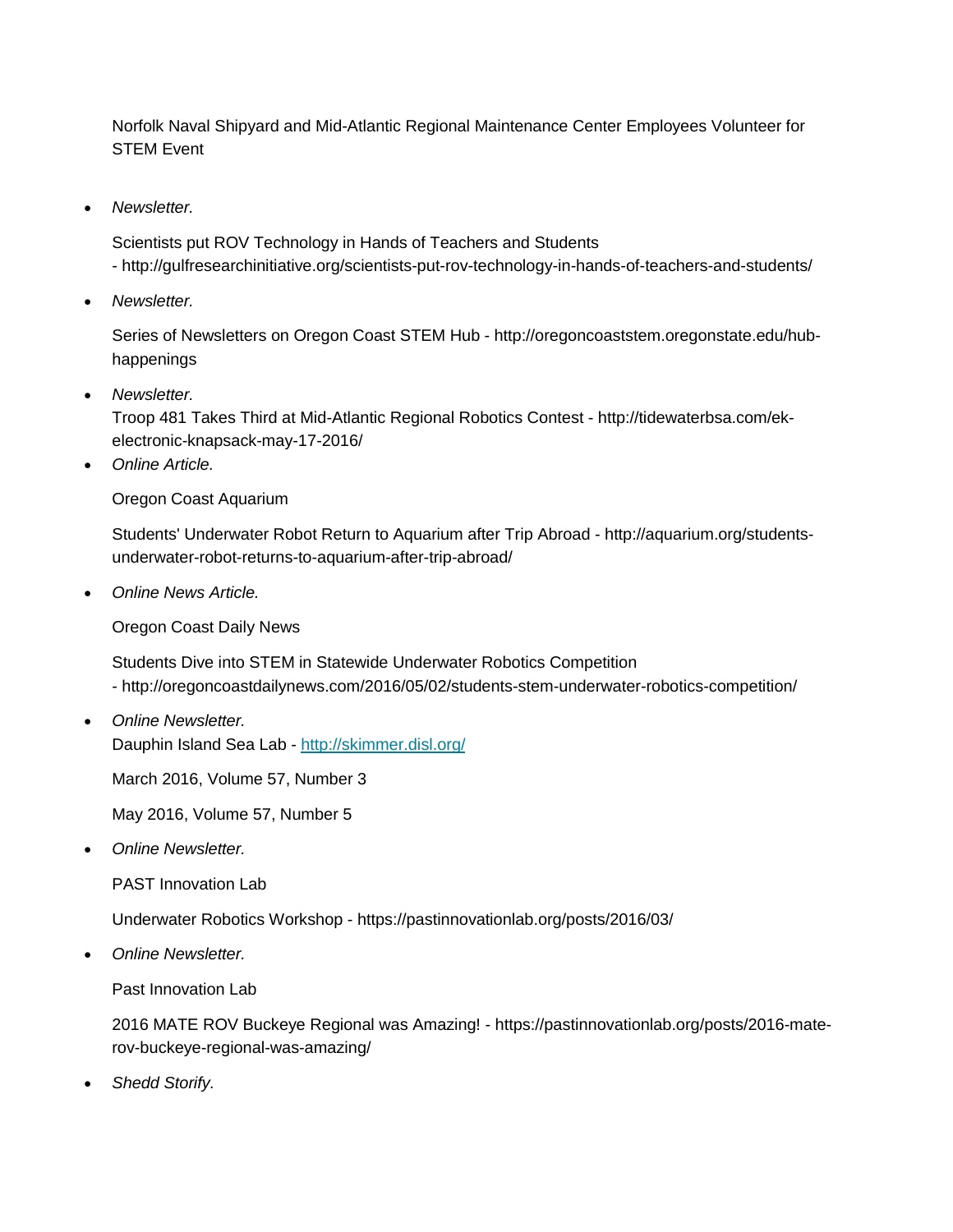Norfolk Naval Shipyard and Mid-Atlantic Regional Maintenance Center Employees Volunteer for STEM Event

- *Newsletter.*

  Scientists put ROV Technology in Hands of Teachers and Students - http://gulfresearchinitiative.org/scientists-put-rov-technology-in-hands-of-teachers-and-students/

- *Newsletter.*

  Series of Newsletters on Oregon Coast STEM Hub - http://oregoncoaststem.oregonstate.edu/hub-happenings

- *Newsletter.*
  Troop 481 Takes Third at Mid-Atlantic Regional Robotics Contest - http://tidewaterbsa.com/ek-electronic-knapsack-may-17-2016/

- *Online Article.*

  Oregon Coast Aquarium

  Students' Underwater Robot Return to Aquarium after Trip Abroad - http://aquarium.org/students-underwater-robot-returns-to-aquarium-after-trip-abroad/

- *Online News Article.*

  Oregon Coast Daily News

  Students Dive into STEM in Statewide Underwater Robotics Competition - http://oregoncoastdailynews.com/2016/05/02/students-stem-underwater-robotics-competition/

- *Online Newsletter.*
  Dauphin Island Sea Lab - [http://skimmer.disl.org/](http://skimmer.disl.org/)

  March 2016, Volume 57, Number 3

  May 2016, Volume 57, Number 5

- *Online Newsletter.*

  PAST Innovation Lab

  Underwater Robotics Workshop - https://pastinnovationlab.org/posts/2016/03/

- *Online Newsletter.*

  Past Innovation Lab

  2016 MATE ROV Buckeye Regional was Amazing! - https://pastinnovationlab.org/posts/2016-mate-rov-buckeye-regional-was-amazing/

- *Shedd Storify.*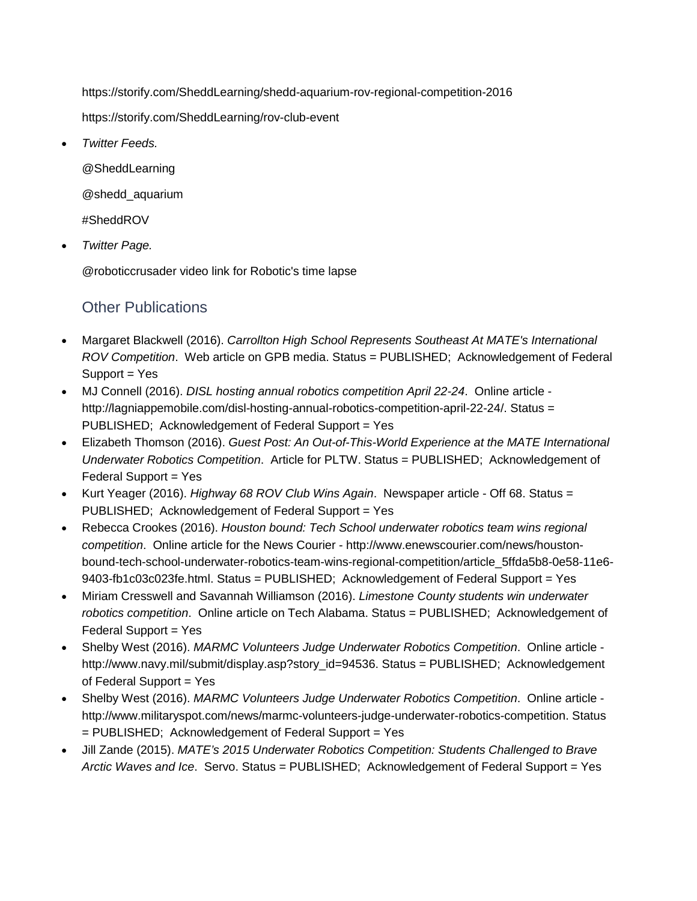https://storify.com/SheddLearning/shedd-aquarium-rov-regional-competition-2016

https://storify.com/SheddLearning/rov-club-event

- *Twitter Feeds.*

  @SheddLearning

  @shedd_aquarium

  #SheddROV

- *Twitter Page.*

  @roboticcrusader video link for Robotic's time lapse

## Other Publications

- Margaret Blackwell (2016). *Carrollton High School Represents Southeast At MATE's International ROV Competition*. Web article on GPB media. Status = PUBLISHED; Acknowledgement of Federal Support = Yes
- MJ Connell (2016). *DISL hosting annual robotics competition April 22-24*. Online article - http://lagniappemobile.com/disl-hosting-annual-robotics-competition-april-22-24/. Status = PUBLISHED; Acknowledgement of Federal Support = Yes
- Elizabeth Thomson (2016). *Guest Post: An Out-of-This-World Experience at the MATE International Underwater Robotics Competition*. Article for PLTW. Status = PUBLISHED; Acknowledgement of Federal Support = Yes
- Kurt Yeager (2016). *Highway 68 ROV Club Wins Again*. Newspaper article - Off 68. Status = PUBLISHED; Acknowledgement of Federal Support = Yes
- Rebecca Crookes (2016). *Houston bound: Tech School underwater robotics team wins regional competition*. Online article for the News Courier - http://www.enewscourier.com/news/houston-bound-tech-school-underwater-robotics-team-wins-regional-competition/article_5ffda5b8-0e58-11e6-9403-fb1c03c023fe.html. Status = PUBLISHED; Acknowledgement of Federal Support = Yes
- Miriam Cresswell and Savannah Williamson (2016). *Limestone County students win underwater robotics competition*. Online article on Tech Alabama. Status = PUBLISHED; Acknowledgement of Federal Support = Yes
- Shelby West (2016). *MARMC Volunteers Judge Underwater Robotics Competition*. Online article - http://www.navy.mil/submit/display.asp?story_id=94536. Status = PUBLISHED; Acknowledgement of Federal Support = Yes
- Shelby West (2016). *MARMC Volunteers Judge Underwater Robotics Competition*. Online article - http://www.militaryspot.com/news/marmc-volunteers-judge-underwater-robotics-competition. Status = PUBLISHED; Acknowledgement of Federal Support = Yes
- Jill Zande (2015). *MATE's 2015 Underwater Robotics Competition: Students Challenged to Brave Arctic Waves and Ice*. Servo. Status = PUBLISHED; Acknowledgement of Federal Support = Yes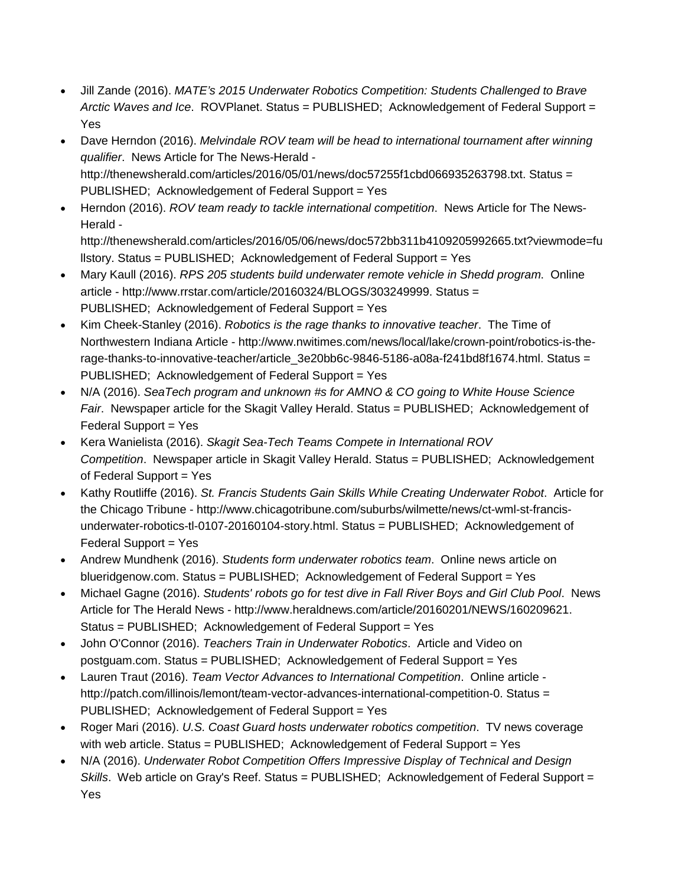- Jill Zande (2016). *MATE's 2015 Underwater Robotics Competition: Students Challenged to Brave Arctic Waves and Ice*. ROVPlanet. Status = PUBLISHED; Acknowledgement of Federal Support = Yes
- Dave Herndon (2016). *Melvindale ROV team will be head to international tournament after winning qualifier*. News Article for The News-Herald - http://thenewsherald.com/articles/2016/05/01/news/doc57255f1cbd066935263798.txt. Status = PUBLISHED; Acknowledgement of Federal Support = Yes
- Herndon (2016). *ROV team ready to tackle international competition*. News Article for The News-Herald - http://thenewsherald.com/articles/2016/05/06/news/doc572bb311b4109205992665.txt?viewmode=fullstory. Status = PUBLISHED; Acknowledgement of Federal Support = Yes
- Mary Kaull (2016). *RPS 205 students build underwater remote vehicle in Shedd program*. Online article - http://www.rrstar.com/article/20160324/BLOGS/303249999. Status = PUBLISHED; Acknowledgement of Federal Support = Yes
- Kim Cheek-Stanley (2016). *Robotics is the rage thanks to innovative teacher*. The Time of Northwestern Indiana Article - http://www.nwitimes.com/news/local/lake/crown-point/robotics-is-the-rage-thanks-to-innovative-teacher/article_3e20bb6c-9846-5186-a08a-f241bd8f1674.html. Status = PUBLISHED; Acknowledgement of Federal Support = Yes
- N/A (2016). *SeaTech program and unknown #s for AMNO & CO going to White House Science Fair*. Newspaper article for the Skagit Valley Herald. Status = PUBLISHED; Acknowledgement of Federal Support = Yes
- Kera Wanielista (2016). *Skagit Sea-Tech Teams Compete in International ROV Competition*. Newspaper article in Skagit Valley Herald. Status = PUBLISHED; Acknowledgement of Federal Support = Yes
- Kathy Routliffe (2016). *St. Francis Students Gain Skills While Creating Underwater Robot*. Article for the Chicago Tribune - http://www.chicagotribune.com/suburbs/wilmette/news/ct-wml-st-francis-underwater-robotics-tl-0107-20160104-story.html. Status = PUBLISHED; Acknowledgement of Federal Support = Yes
- Andrew Mundhenk (2016). *Students form underwater robotics team*. Online news article on blueridgenow.com. Status = PUBLISHED; Acknowledgement of Federal Support = Yes
- Michael Gagne (2016). *Students' robots go for test dive in Fall River Boys and Girl Club Pool*. News Article for The Herald News - http://www.heraldnews.com/article/20160201/NEWS/160209621. Status = PUBLISHED; Acknowledgement of Federal Support = Yes
- John O'Connor (2016). *Teachers Train in Underwater Robotics*. Article and Video on postguam.com. Status = PUBLISHED; Acknowledgement of Federal Support = Yes
- Lauren Traut (2016). *Team Vector Advances to International Competition*. Online article - http://patch.com/illinois/lemont/team-vector-advances-international-competition-0. Status = PUBLISHED; Acknowledgement of Federal Support = Yes
- Roger Mari (2016). *U.S. Coast Guard hosts underwater robotics competition*. TV news coverage with web article. Status = PUBLISHED; Acknowledgement of Federal Support = Yes
- N/A (2016). *Underwater Robot Competition Offers Impressive Display of Technical and Design Skills*. Web article on Gray's Reef. Status = PUBLISHED; Acknowledgement of Federal Support = Yes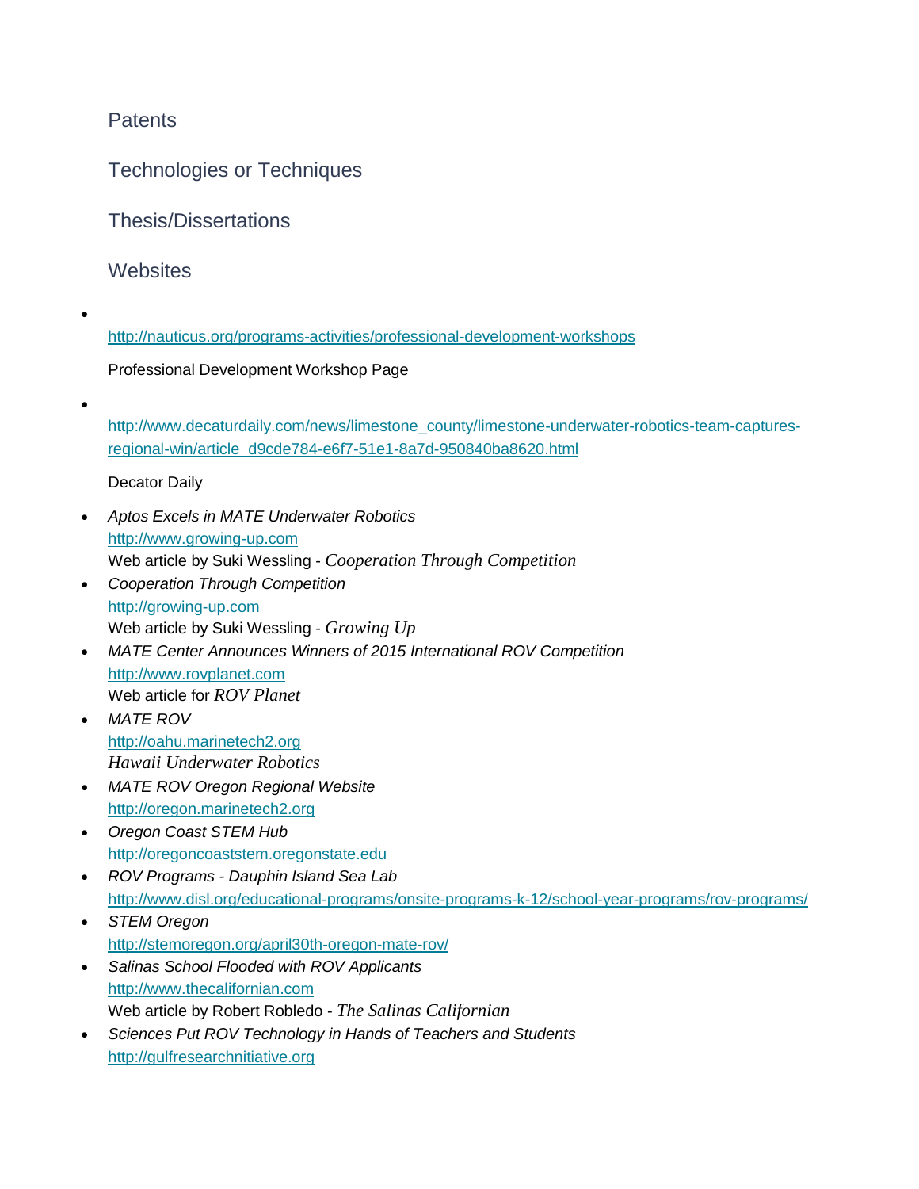## Patents

## Technologies or Techniques

## Thesis/Dissertations

## Websites

- http://nauticus.org/programs-activities/professional-development-workshops

  Professional Development Workshop Page

- http://www.decaturdaily.com/news/limestone_county/limestone-underwater-robotics-team-captures-regional-win/article_d9cde784-e6f7-51e1-8a7d-950840ba8620.html

  Decator Daily

- *Aptos Excels in MATE Underwater Robotics*
  http://www.growing-up.com
  Web article by Suki Wessling - *Cooperation Through Competition*
- *Cooperation Through Competition*
  http://growing-up.com
  Web article by Suki Wessling - *Growing Up*
- *MATE Center Announces Winners of 2015 International ROV Competition*
  http://www.rovplanet.com
  Web article for *ROV Planet*
- *MATE ROV*
  http://oahu.marinetech2.org
  *Hawaii Underwater Robotics*
- *MATE ROV Oregon Regional Website*
  http://oregon.marinetech2.org
- *Oregon Coast STEM Hub*
  http://oregoncoaststem.oregonstate.edu
- *ROV Programs - Dauphin Island Sea Lab*
  http://www.disl.org/educational-programs/onsite-programs-k-12/school-year-programs/rov-programs/
- *STEM Oregon*
  http://stemoregon.org/april30th-oregon-mate-rov/
- *Salinas School Flooded with ROV Applicants*
  http://www.thecalifornian.com
  Web article by Robert Robledo - *The Salinas Californian*
- *Sciences Put ROV Technology in Hands of Teachers and Students*
  http://gulfresearchnitiative.org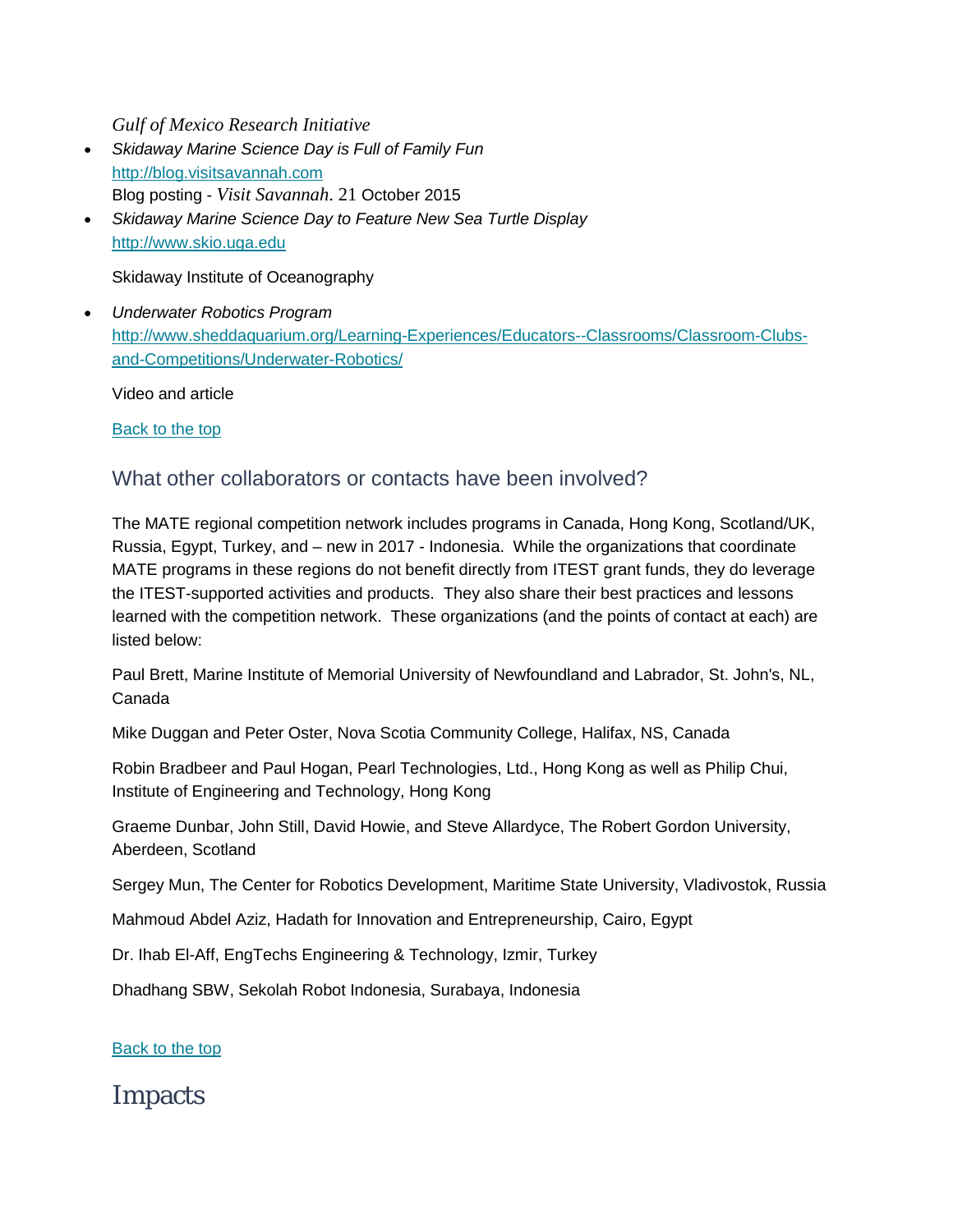*Gulf of Mexico Research Initiative*

- *Skidaway Marine Science Day is Full of Family Fun*
  [http://blog.visitsavannah.com](http://blog.visitsavannah.com)
  Blog posting - *Visit Savannah*. 21 October 2015
- *Skidaway Marine Science Day to Feature New Sea Turtle Display*
  [http://www.skio.uga.edu](http://www.skio.uga.edu)

  Skidaway Institute of Oceanography

- *Underwater Robotics Program*
  [http://www.sheddaquarium.org/Learning-Experiences/Educators--Classrooms/Classroom-Clubs-and-Competitions/Underwater-Robotics/](http://www.sheddaquarium.org/Learning-Experiences/Educators--Classrooms/Classroom-Clubs-and-Competitions/Underwater-Robotics/)

  Video and article

Back to the top

## What other collaborators or contacts have been involved?

The MATE regional competition network includes programs in Canada, Hong Kong, Scotland/UK, Russia, Egypt, Turkey, and – new in 2017 - Indonesia. While the organizations that coordinate MATE programs in these regions do not benefit directly from ITEST grant funds, they do leverage the ITEST-supported activities and products. They also share their best practices and lessons learned with the competition network. These organizations (and the points of contact at each) are listed below:

Paul Brett, Marine Institute of Memorial University of Newfoundland and Labrador, St. John's, NL, Canada

Mike Duggan and Peter Oster, Nova Scotia Community College, Halifax, NS, Canada

Robin Bradbeer and Paul Hogan, Pearl Technologies, Ltd., Hong Kong as well as Philip Chui, Institute of Engineering and Technology, Hong Kong

Graeme Dunbar, John Still, David Howie, and Steve Allardyce, The Robert Gordon University, Aberdeen, Scotland

Sergey Mun, The Center for Robotics Development, Maritime State University, Vladivostok, Russia

Mahmoud Abdel Aziz, Hadath for Innovation and Entrepreneurship, Cairo, Egypt

Dr. Ihab El-Aff, EngTechs Engineering & Technology, Izmir, Turkey

Dhadhang SBW, Sekolah Robot Indonesia, Surabaya, Indonesia

Back to the top

# Impacts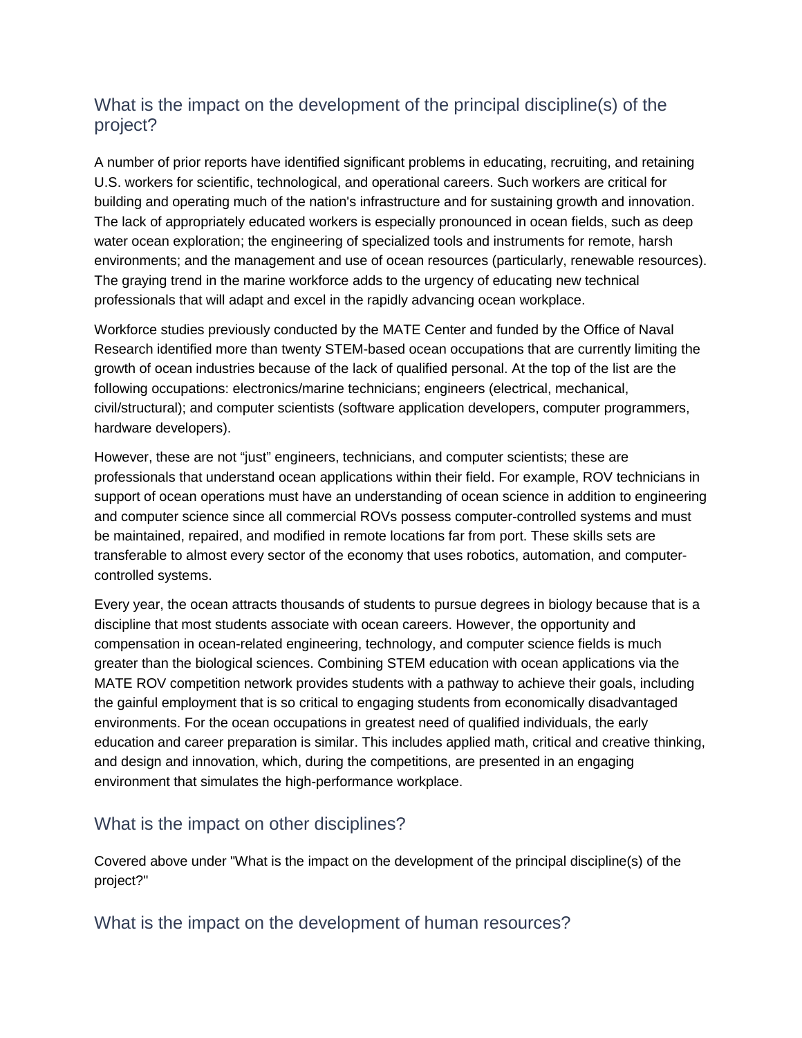## What is the impact on the development of the principal discipline(s) of the project?

A number of prior reports have identified significant problems in educating, recruiting, and retaining U.S. workers for scientific, technological, and operational careers. Such workers are critical for building and operating much of the nation's infrastructure and for sustaining growth and innovation. The lack of appropriately educated workers is especially pronounced in ocean fields, such as deep water ocean exploration; the engineering of specialized tools and instruments for remote, harsh environments; and the management and use of ocean resources (particularly, renewable resources). The graying trend in the marine workforce adds to the urgency of educating new technical professionals that will adapt and excel in the rapidly advancing ocean workplace.

Workforce studies previously conducted by the MATE Center and funded by the Office of Naval Research identified more than twenty STEM-based ocean occupations that are currently limiting the growth of ocean industries because of the lack of qualified personal. At the top of the list are the following occupations: electronics/marine technicians; engineers (electrical, mechanical, civil/structural); and computer scientists (software application developers, computer programmers, hardware developers).

However, these are not "just" engineers, technicians, and computer scientists; these are professionals that understand ocean applications within their field. For example, ROV technicians in support of ocean operations must have an understanding of ocean science in addition to engineering and computer science since all commercial ROVs possess computer-controlled systems and must be maintained, repaired, and modified in remote locations far from port. These skills sets are transferable to almost every sector of the economy that uses robotics, automation, and computer-controlled systems.

Every year, the ocean attracts thousands of students to pursue degrees in biology because that is a discipline that most students associate with ocean careers. However, the opportunity and compensation in ocean-related engineering, technology, and computer science fields is much greater than the biological sciences. Combining STEM education with ocean applications via the MATE ROV competition network provides students with a pathway to achieve their goals, including the gainful employment that is so critical to engaging students from economically disadvantaged environments. For the ocean occupations in greatest need of qualified individuals, the early education and career preparation is similar. This includes applied math, critical and creative thinking, and design and innovation, which, during the competitions, are presented in an engaging environment that simulates the high-performance workplace.

## What is the impact on other disciplines?

Covered above under "What is the impact on the development of the principal discipline(s) of the project?"

## What is the impact on the development of human resources?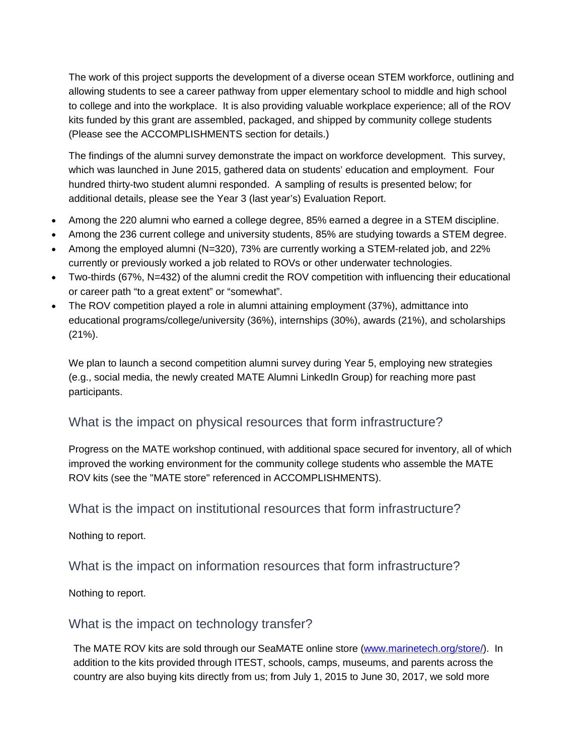The work of this project supports the development of a diverse ocean STEM workforce, outlining and allowing students to see a career pathway from upper elementary school to middle and high school to college and into the workplace.  It is also providing valuable workplace experience; all of the ROV kits funded by this grant are assembled, packaged, and shipped by community college students (Please see the ACCOMPLISHMENTS section for details.)

The findings of the alumni survey demonstrate the impact on workforce development.  This survey, which was launched in June 2015, gathered data on students' education and employment.  Four hundred thirty-two student alumni responded.  A sampling of results is presented below; for additional details, please see the Year 3 (last year's) Evaluation Report.

- Among the 220 alumni who earned a college degree, 85% earned a degree in a STEM discipline.
- Among the 236 current college and university students, 85% are studying towards a STEM degree.
- Among the employed alumni (N=320), 73% are currently working a STEM-related job, and 22% currently or previously worked a job related to ROVs or other underwater technologies.
- Two-thirds (67%, N=432) of the alumni credit the ROV competition with influencing their educational or career path "to a great extent" or "somewhat".
- The ROV competition played a role in alumni attaining employment (37%), admittance into educational programs/college/university (36%), internships (30%), awards (21%), and scholarships (21%).

We plan to launch a second competition alumni survey during Year 5, employing new strategies (e.g., social media, the newly created MATE Alumni LinkedIn Group) for reaching more past participants.

## What is the impact on physical resources that form infrastructure?

Progress on the MATE workshop continued, with additional space secured for inventory, all of which improved the working environment for the community college students who assemble the MATE ROV kits (see the "MATE store" referenced in ACCOMPLISHMENTS).

## What is the impact on institutional resources that form infrastructure?

Nothing to report.

## What is the impact on information resources that form infrastructure?

Nothing to report.

## What is the impact on technology transfer?

The MATE ROV kits are sold through our SeaMATE online store ([www.marinetech.org/store/](www.marinetech.org/store/)).  In addition to the kits provided through ITEST, schools, camps, museums, and parents across the country are also buying kits directly from us; from July 1, 2015 to June 30, 2017, we sold more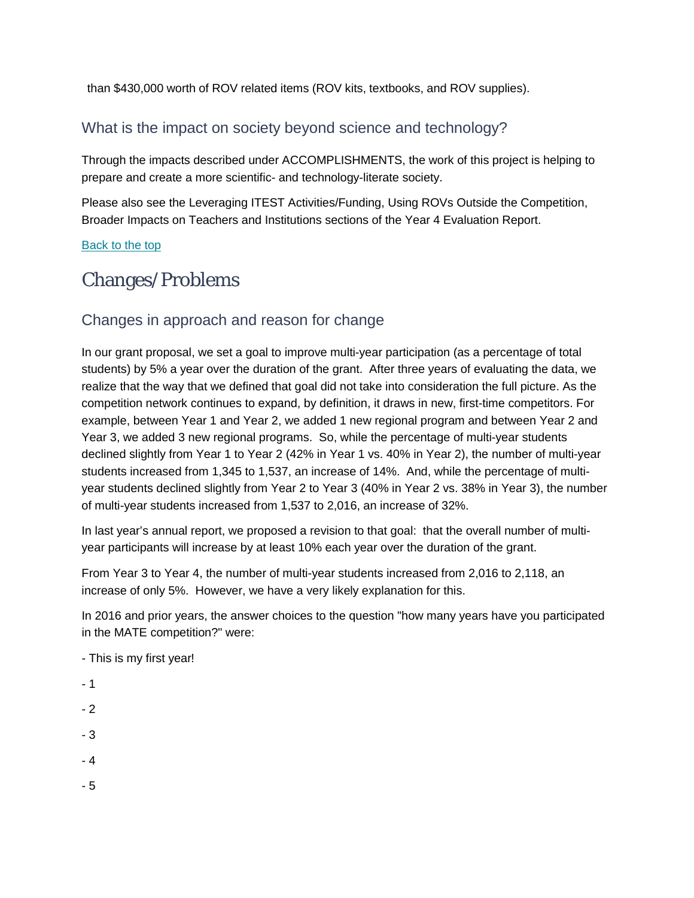than $430,000 worth of ROV related items (ROV kits, textbooks, and ROV supplies).

### What is the impact on society beyond science and technology?

Through the impacts described under ACCOMPLISHMENTS, the work of this project is helping to prepare and create a more scientific- and technology-literate society.

Please also see the Leveraging ITEST Activities/Funding, Using ROVs Outside the Competition, Broader Impacts on Teachers and Institutions sections of the Year 4 Evaluation Report.

Back to the top

## Changes/Problems

### Changes in approach and reason for change

In our grant proposal, we set a goal to improve multi-year participation (as a percentage of total students) by 5% a year over the duration of the grant. After three years of evaluating the data, we realize that the way that we defined that goal did not take into consideration the full picture. As the competition network continues to expand, by definition, it draws in new, first-time competitors. For example, between Year 1 and Year 2, we added 1 new regional program and between Year 2 and Year 3, we added 3 new regional programs. So, while the percentage of multi-year students declined slightly from Year 1 to Year 2 (42% in Year 1 vs. 40% in Year 2), the number of multi-year students increased from 1,345 to 1,537, an increase of 14%. And, while the percentage of multi-year students declined slightly from Year 2 to Year 3 (40% in Year 2 vs. 38% in Year 3), the number of multi-year students increased from 1,537 to 2,016, an increase of 32%.

In last year's annual report, we proposed a revision to that goal: that the overall number of multi-year participants will increase by at least 10% each year over the duration of the grant.

From Year 3 to Year 4, the number of multi-year students increased from 2,016 to 2,118, an increase of only 5%. However, we have a very likely explanation for this.

In 2016 and prior years, the answer choices to the question "how many years have you participated in the MATE competition?" were:

- This is my first year!
- 1
- 2
- 3
- 4
- 5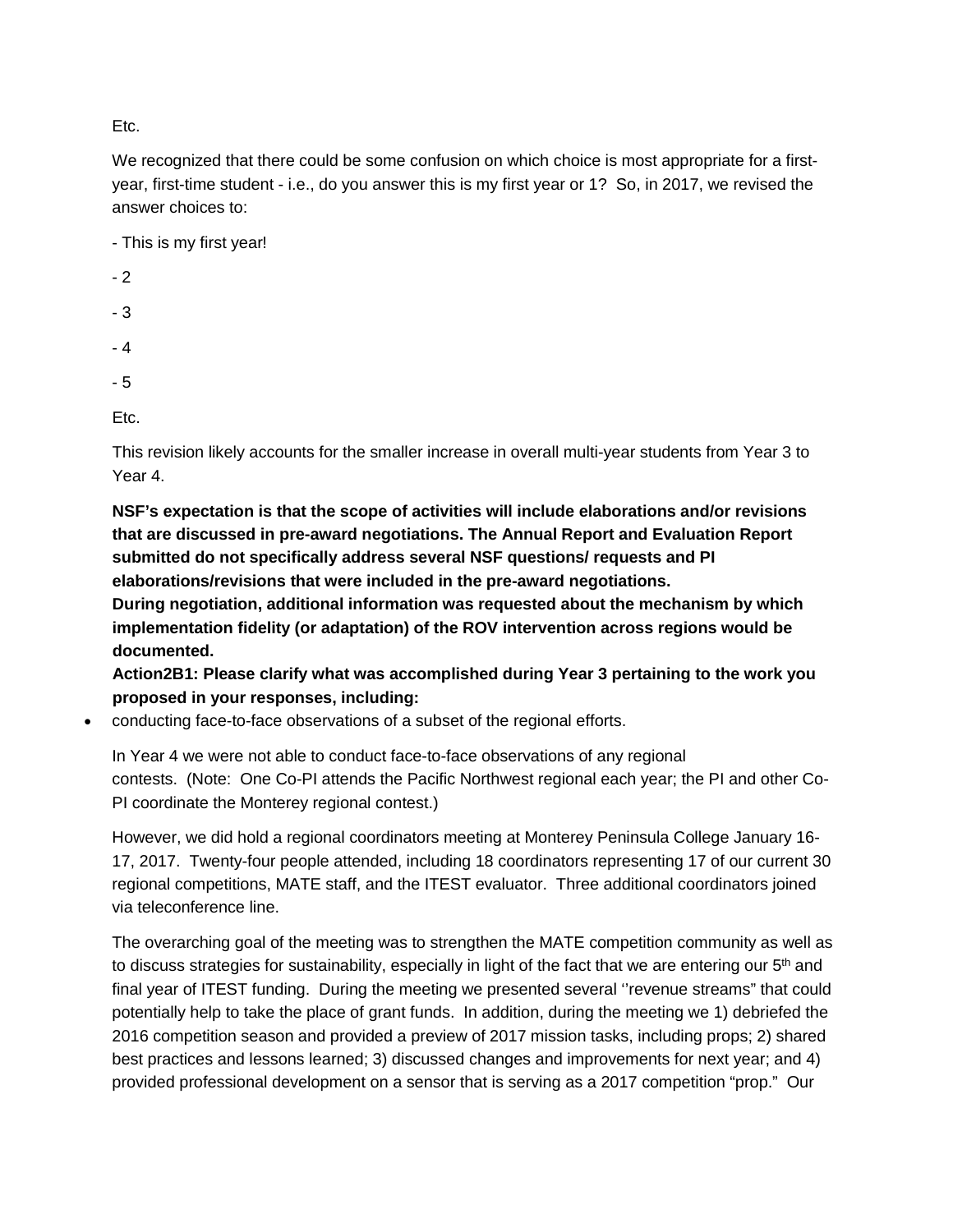Etc.

We recognized that there could be some confusion on which choice is most appropriate for a first-year, first-time student - i.e., do you answer this is my first year or 1? So, in 2017, we revised the answer choices to:

- This is my first year!

- 2

- 3

- 4

- 5

Etc.

This revision likely accounts for the smaller increase in overall multi-year students from Year 3 to Year 4.

**NSF's expectation is that the scope of activities will include elaborations and/or revisions that are discussed in pre-award negotiations. The Annual Report and Evaluation Report submitted do not specifically address several NSF questions/ requests and PI elaborations/revisions that were included in the pre-award negotiations.**
**During negotiation, additional information was requested about the mechanism by which implementation fidelity (or adaptation) of the ROV intervention across regions would be documented.**

**Action2B1: Please clarify what was accomplished during Year 3 pertaining to the work you proposed in your responses, including:**

- conducting face-to-face observations of a subset of the regional efforts.

In Year 4 we were not able to conduct face-to-face observations of any regional contests. (Note: One Co-PI attends the Pacific Northwest regional each year; the PI and other Co-PI coordinate the Monterey regional contest.)

However, we did hold a regional coordinators meeting at Monterey Peninsula College January 16-17, 2017. Twenty-four people attended, including 18 coordinators representing 17 of our current 30 regional competitions, MATE staff, and the ITEST evaluator. Three additional coordinators joined via teleconference line.

The overarching goal of the meeting was to strengthen the MATE competition community as well as to discuss strategies for sustainability, especially in light of the fact that we are entering our 5th and final year of ITEST funding. During the meeting we presented several ''revenue streams" that could potentially help to take the place of grant funds. In addition, during the meeting we 1) debriefed the 2016 competition season and provided a preview of 2017 mission tasks, including props; 2) shared best practices and lessons learned; 3) discussed changes and improvements for next year; and 4) provided professional development on a sensor that is serving as a 2017 competition "prop." Our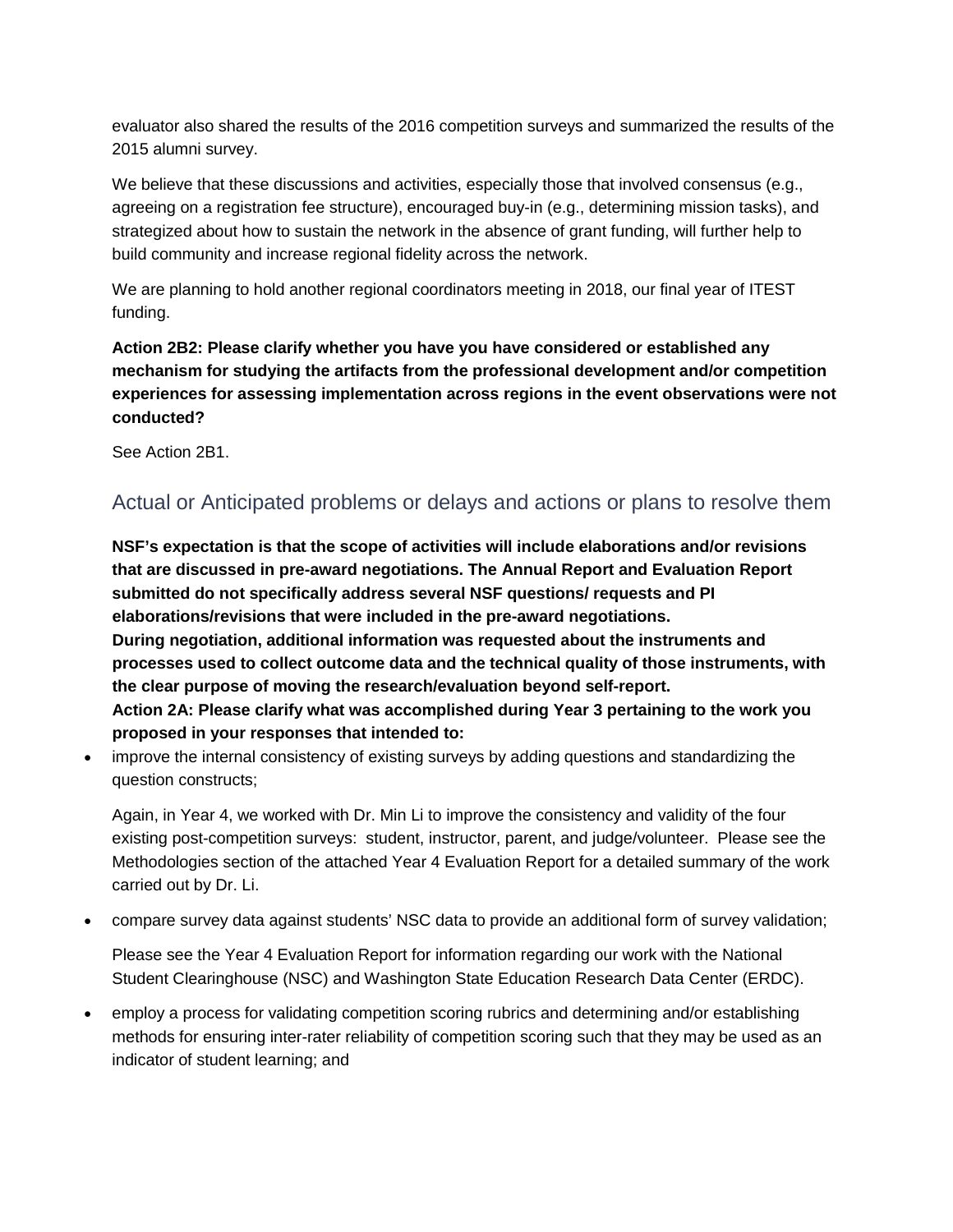evaluator also shared the results of the 2016 competition surveys and summarized the results of the 2015 alumni survey.

We believe that these discussions and activities, especially those that involved consensus (e.g., agreeing on a registration fee structure), encouraged buy-in (e.g., determining mission tasks), and strategized about how to sustain the network in the absence of grant funding, will further help to build community and increase regional fidelity across the network.

We are planning to hold another regional coordinators meeting in 2018, our final year of ITEST funding.

**Action 2B2: Please clarify whether you have you have considered or established any mechanism for studying the artifacts from the professional development and/or competition experiences for assessing implementation across regions in the event observations were not conducted?**

See Action 2B1.

## Actual or Anticipated problems or delays and actions or plans to resolve them

**NSF's expectation is that the scope of activities will include elaborations and/or revisions that are discussed in pre-award negotiations. The Annual Report and Evaluation Report submitted do not specifically address several NSF questions/ requests and PI elaborations/revisions that were included in the pre-award negotiations.**
**During negotiation, additional information was requested about the instruments and processes used to collect outcome data and the technical quality of those instruments, with the clear purpose of moving the research/evaluation beyond self-report.**
**Action 2A: Please clarify what was accomplished during Year 3 pertaining to the work you proposed in your responses that intended to:**

- improve the internal consistency of existing surveys by adding questions and standardizing the question constructs;

  Again, in Year 4, we worked with Dr. Min Li to improve the consistency and validity of the four existing post-competition surveys: student, instructor, parent, and judge/volunteer. Please see the Methodologies section of the attached Year 4 Evaluation Report for a detailed summary of the work carried out by Dr. Li.

- compare survey data against students' NSC data to provide an additional form of survey validation;

  Please see the Year 4 Evaluation Report for information regarding our work with the National Student Clearinghouse (NSC) and Washington State Education Research Data Center (ERDC).

- employ a process for validating competition scoring rubrics and determining and/or establishing methods for ensuring inter-rater reliability of competition scoring such that they may be used as an indicator of student learning; and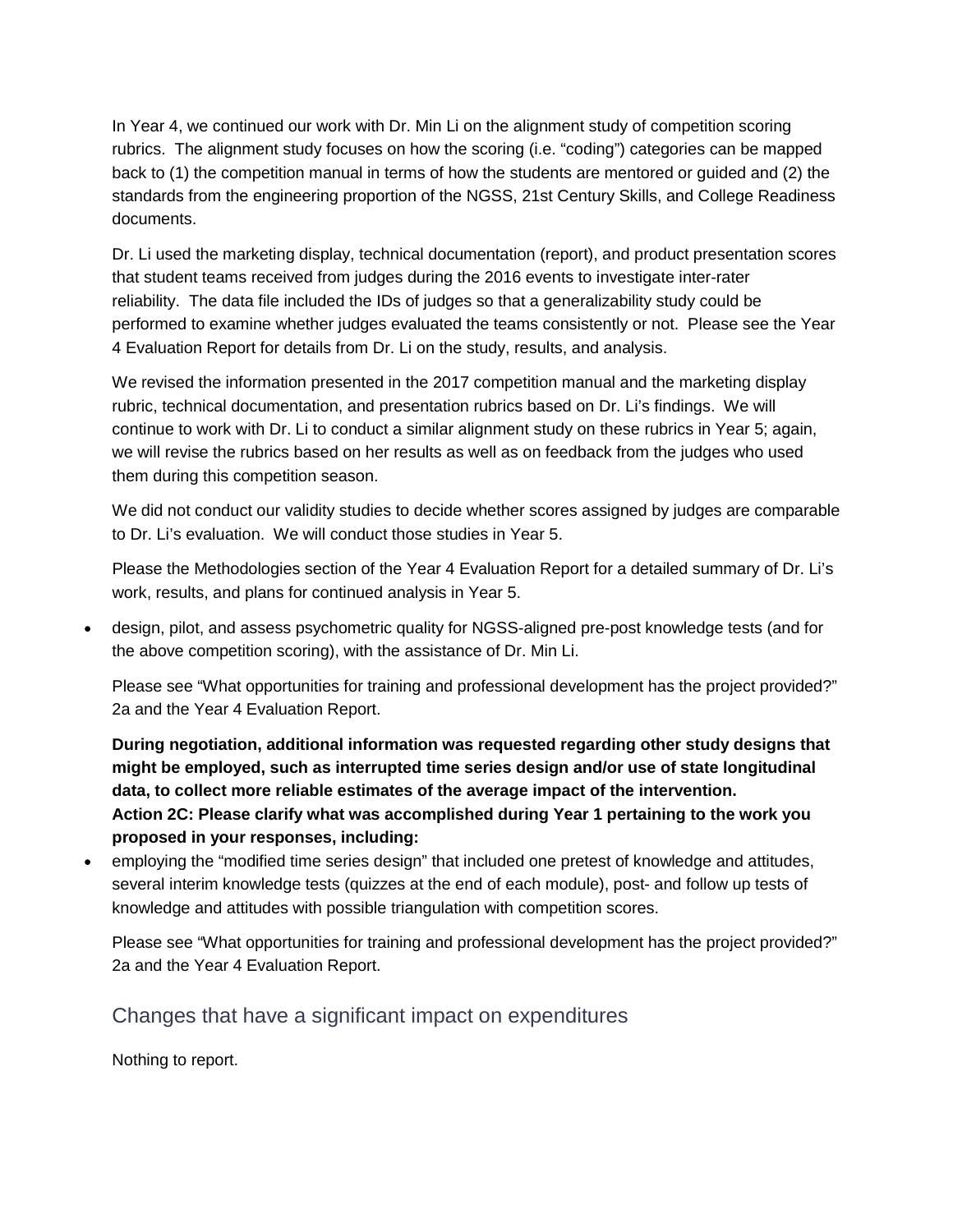In Year 4, we continued our work with Dr. Min Li on the alignment study of competition scoring rubrics. The alignment study focuses on how the scoring (i.e. "coding") categories can be mapped back to (1) the competition manual in terms of how the students are mentored or guided and (2) the standards from the engineering proportion of the NGSS, 21st Century Skills, and College Readiness documents.

Dr. Li used the marketing display, technical documentation (report), and product presentation scores that student teams received from judges during the 2016 events to investigate inter-rater reliability. The data file included the IDs of judges so that a generalizability study could be performed to examine whether judges evaluated the teams consistently or not. Please see the Year 4 Evaluation Report for details from Dr. Li on the study, results, and analysis.

We revised the information presented in the 2017 competition manual and the marketing display rubric, technical documentation, and presentation rubrics based on Dr. Li's findings. We will continue to work with Dr. Li to conduct a similar alignment study on these rubrics in Year 5; again, we will revise the rubrics based on her results as well as on feedback from the judges who used them during this competition season.

We did not conduct our validity studies to decide whether scores assigned by judges are comparable to Dr. Li's evaluation. We will conduct those studies in Year 5.

Please the Methodologies section of the Year 4 Evaluation Report for a detailed summary of Dr. Li's work, results, and plans for continued analysis in Year 5.

- design, pilot, and assess psychometric quality for NGSS-aligned pre-post knowledge tests (and for the above competition scoring), with the assistance of Dr. Min Li.

  Please see "What opportunities for training and professional development has the project provided?" 2a and the Year 4 Evaluation Report.

  **During negotiation, additional information was requested regarding other study designs that might be employed, such as interrupted time series design and/or use of state longitudinal data, to collect more reliable estimates of the average impact of the intervention.**
  **Action 2C: Please clarify what was accomplished during Year 1 pertaining to the work you proposed in your responses, including:**

- employing the "modified time series design" that included one pretest of knowledge and attitudes, several interim knowledge tests (quizzes at the end of each module), post- and follow up tests of knowledge and attitudes with possible triangulation with competition scores.

  Please see "What opportunities for training and professional development has the project provided?" 2a and the Year 4 Evaluation Report.

## Changes that have a significant impact on expenditures

Nothing to report.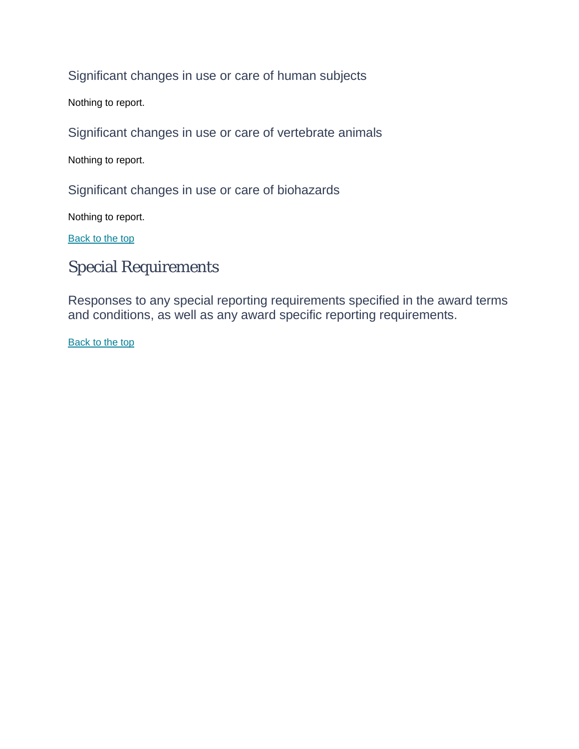### Significant changes in use or care of human subjects

Nothing to report.

### Significant changes in use or care of vertebrate animals

Nothing to report.

### Significant changes in use or care of biohazards

Nothing to report.

Back to the top

## Special Requirements

Responses to any special reporting requirements specified in the award terms and conditions, as well as any award specific reporting requirements.

Back to the top